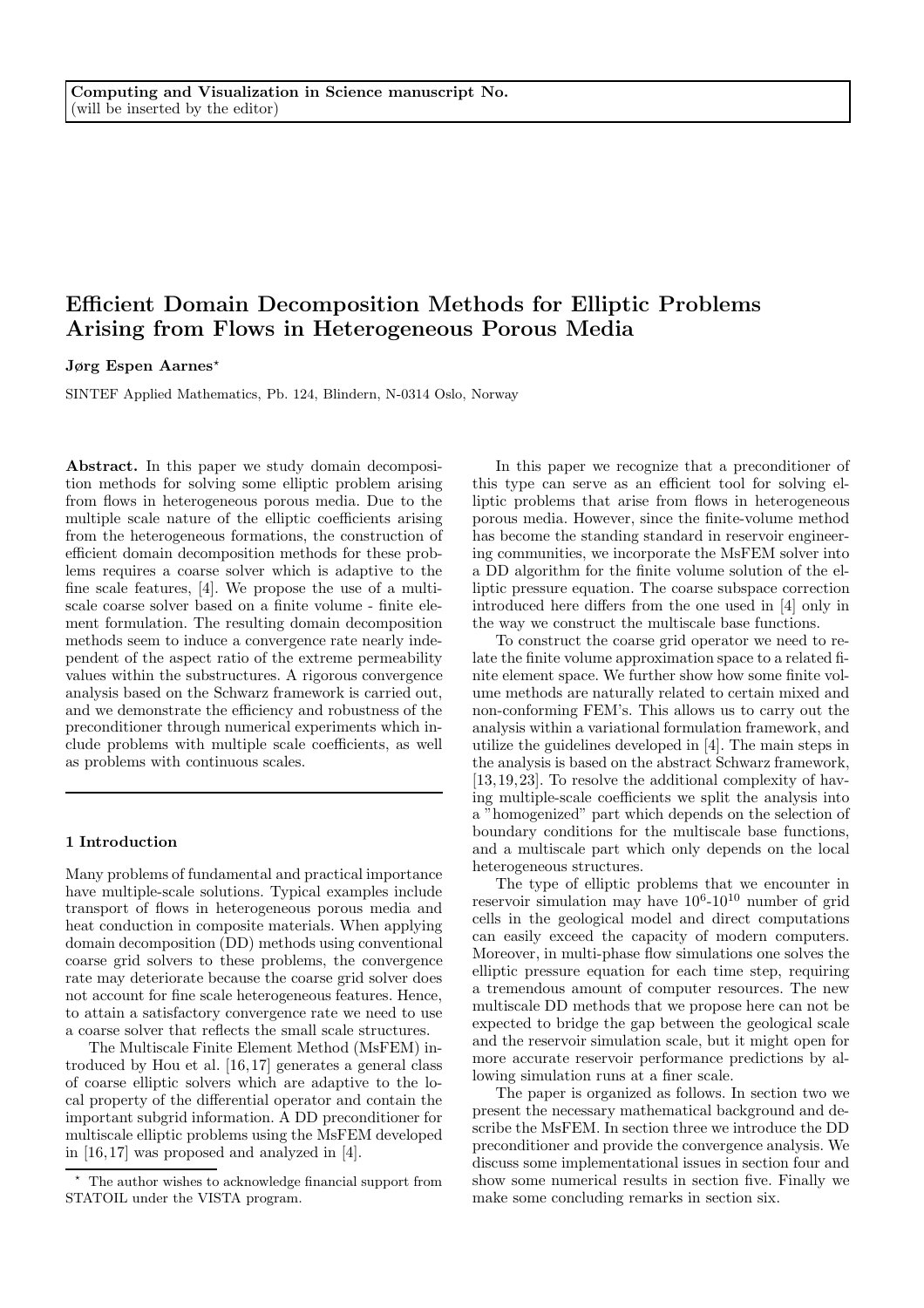**Computing and Visualization in Science manuscript No.**
(will be inserted by the editor)

# Efficient Domain Decomposition Methods for Elliptic Problems Arising from Flows in Heterogeneous Porous Media

**Jørg Espen Aarnes***

SINTEF Applied Mathematics, Pb. 124, Blindern, N-0314 Oslo, Norway

**Abstract.** In this paper we study domain decomposition methods for solving some elliptic problem arising from flows in heterogeneous porous media. Due to the multiple scale nature of the elliptic coefficients arising from the heterogeneous formations, the construction of efficient domain decomposition methods for these problems requires a coarse solver which is adaptive to the fine scale features, [4]. We propose the use of a multiscale coarse solver based on a finite volume - finite element formulation. The resulting domain decomposition methods seem to induce a convergence rate nearly independent of the aspect ratio of the extreme permeability values within the substructures. A rigorous convergence analysis based on the Schwarz framework is carried out, and we demonstrate the efficiency and robustness of the preconditioner through numerical experiments which include problems with multiple scale coefficients, as well as problems with continuous scales.

## 1 Introduction

Many problems of fundamental and practical importance have multiple-scale solutions. Typical examples include transport of flows in heterogeneous porous media and heat conduction in composite materials. When applying domain decomposition (DD) methods using conventional coarse grid solvers to these problems, the convergence rate may deteriorate because the coarse grid solver does not account for fine scale heterogeneous features. Hence, to attain a satisfactory convergence rate we need to use a coarse solver that reflects the small scale structures.

The Multiscale Finite Element Method (MsFEM) introduced by Hou et al. [16,17] generates a general class of coarse elliptic solvers which are adaptive to the local property of the differential operator and contain the important subgrid information. A DD preconditioner for multiscale elliptic problems using the MsFEM developed in [16,17] was proposed and analyzed in [4].

In this paper we recognize that a preconditioner of this type can serve as an efficient tool for solving elliptic problems that arise from flows in heterogeneous porous media. However, since the finite-volume method has become the standing standard in reservoir engineering communities, we incorporate the MsFEM solver into a DD algorithm for the finite volume solution of the elliptic pressure equation. The coarse subspace correction introduced here differs from the one used in [4] only in the way we construct the multiscale base functions.

To construct the coarse grid operator we need to relate the finite volume approximation space to a related finite element space. We further show how some finite volume methods are naturally related to certain mixed and non-conforming FEM's. This allows us to carry out the analysis within a variational formulation framework, and utilize the guidelines developed in [4]. The main steps in the analysis is based on the abstract Schwarz framework, [13,19,23]. To resolve the additional complexity of having multiple-scale coefficients we split the analysis into a "homogenized" part which depends on the selection of boundary conditions for the multiscale base functions, and a multiscale part which only depends on the local heterogeneous structures.

The type of elliptic problems that we encounter in reservoir simulation may have $10^6$-$10^{10}$ number of grid cells in the geological model and direct computations can easily exceed the capacity of modern computers. Moreover, in multi-phase flow simulations one solves the elliptic pressure equation for each time step, requiring a tremendous amount of computer resources. The new multiscale DD methods that we propose here can not be expected to bridge the gap between the geological scale and the reservoir simulation scale, but it might open for more accurate reservoir performance predictions by allowing simulation runs at a finer scale.

The paper is organized as follows. In section two we present the necessary mathematical background and describe the MsFEM. In section three we introduce the DD preconditioner and provide the convergence analysis. We discuss some implementational issues in section four and show some numerical results in section five. Finally we make some concluding remarks in section six.

* The author wishes to acknowledge financial support from STATOIL under the VISTA program.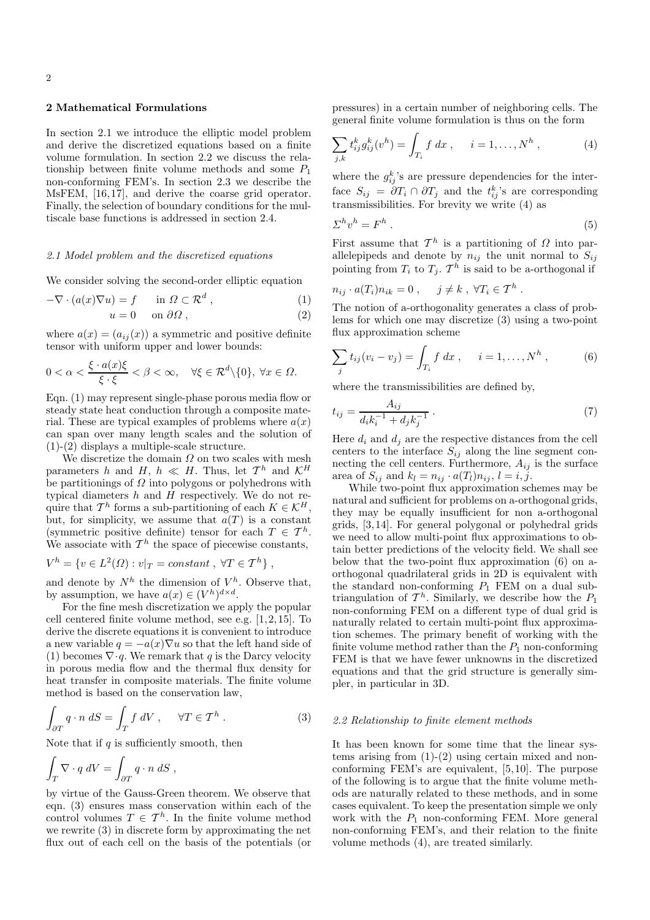## 2 Mathematical Formulations

In section 2.1 we introduce the elliptic model problem and derive the discretized equations based on a finite volume formulation. In section 2.2 we discuss the relationship between finite volume methods and some $P_1$ non-conforming FEM's. In section 2.3 we describe the MsFEM, [16,17], and derive the coarse grid operator. Finally, the selection of boundary conditions for the multiscale base functions is addressed in section 2.4.

### *2.1 Model problem and the discretized equations*

We consider solving the second-order elliptic equation

$$-\nabla \cdot (a(x)\nabla u) = f \qquad \text{in } \Omega \subset \mathcal{R}^d \, , \tag{1}$$

$$u = 0 \qquad \text{on } \partial\Omega \, , \tag{2}$$

where $a(x) = (a_{ij}(x))$ a symmetric and positive definite tensor with uniform upper and lower bounds:

$$0 < \alpha < \frac{\xi \cdot a(x)\xi}{\xi \cdot \xi} < \beta < \infty, \quad \forall \xi \in \mathcal{R}^d \backslash \{0\}, \; \forall x \in \Omega.$$

Eqn. (1) may represent single-phase porous media flow or steady state heat conduction through a composite material. These are typical examples of problems where $a(x)$ can span over many length scales and the solution of (1)-(2) displays a multiple-scale structure.

We discretize the domain $\Omega$ on two scales with mesh parameters $h$ and $H$, $h \ll H$. Thus, let $\mathcal{T}^h$ and $\mathcal{K}^H$ be partitionings of $\Omega$ into polygons or polyhedrons with typical diameters $h$ and $H$ respectively. We do not require that $\mathcal{T}^h$ forms a sub-partitioning of each $K \in \mathcal{K}^H$, but, for simplicity, we assume that $a(T)$ is a constant (symmetric positive definite) tensor for each $T \in \mathcal{T}^h$. We associate with $\mathcal{T}^h$ the space of piecewise constants,

$$V^h = \{v \in L^2(\Omega) : v|_T = constant \, , \; \forall T \in \mathcal{T}^h\} \, ,$$

and denote by $N^h$ the dimension of $V^h$. Observe that, by assumption, we have $a(x) \in (V^h)^{d \times d}$.

For the fine mesh discretization we apply the popular cell centered finite volume method, see e.g. [1,2,15]. To derive the discrete equations it is convenient to introduce a new variable $q = -a(x)\nabla u$ so that the left hand side of (1) becomes $\nabla \cdot q$. We remark that $q$ is the Darcy velocity in porous media flow and the thermal flux density for heat transfer in composite materials. The finite volume method is based on the conservation law,

$$\int_{\partial T} q \cdot n \; dS = \int_T f \; dV \, , \qquad \forall T \in \mathcal{T}^h \, . \tag{3}$$

Note that if $q$ is sufficiently smooth, then

$$\int_T \nabla \cdot q \; dV = \int_{\partial T} q \cdot n \; dS \, ,$$

by virtue of the Gauss-Green theorem. We observe that eqn. (3) ensures mass conservation within each of the control volumes $T \in \mathcal{T}^h$. In the finite volume method we rewrite (3) in discrete form by approximating the net flux out of each cell on the basis of the potentials (or pressures) in a certain number of neighboring cells. The general finite volume formulation is thus on the form

$$\sum_{j,k} t_{ij}^k g_{ij}^k(v^h) = \int_{T_i} f \; dx \, , \qquad i = 1, \ldots, N^h \, , \tag{4}$$

where the $g_{ij}^k$'s are pressure dependencies for the interface $S_{ij} = \partial T_i \cap \partial T_j$ and the $t_{ij}^k$'s are corresponding transmissibilities. For brevity we write (4) as

$$\Sigma^h v^h = F^h \, . \tag{5}$$

First assume that $\mathcal{T}^h$ is a partitioning of $\Omega$ into parallelepipeds and denote by $n_{ij}$ the unit normal to $S_{ij}$ pointing from $T_i$ to $T_j$. $\mathcal{T}^h$ is said to be a-orthogonal if

$$n_{ij} \cdot a(T_i) n_{ik} = 0 \, , \qquad j \neq k \, , \; \forall T_i \in \mathcal{T}^h \, .$$

The notion of a-orthogonality generates a class of problems for which one may discretize (3) using a two-point flux approximation scheme

$$\sum_j t_{ij}(v_i - v_j) = \int_{T_i} f \; dx \, , \qquad i = 1, \ldots, N^h \, , \tag{6}$$

where the transmissibilities are defined by,

$$t_{ij} = \frac{A_{ij}}{d_i k_i^{-1} + d_j k_j^{-1}} \, . \tag{7}$$

Here $d_i$ and $d_j$ are the respective distances from the cell centers to the interface $S_{ij}$ along the line segment connecting the cell centers. Furthermore, $A_{ij}$ is the surface area of $S_{ij}$ and $k_l = n_{ij} \cdot a(T_l) n_{ij}$, $l = i, j$.

While two-point flux approximation schemes may be natural and sufficient for problems on a-orthogonal grids, they may be equally insufficient for non a-orthogonal grids, [3,14]. For general polygonal or polyhedral grids we need to allow multi-point flux approximations to obtain better predictions of the velocity field. We shall see below that the two-point flux approximation (6) on a-orthogonal quadrilateral grids in 2D is equivalent with the standard non-conforming $P_1$ FEM on a dual sub-triangulation of $\mathcal{T}^h$. Similarly, we describe how the $P_1$ non-conforming FEM on a different type of dual grid is naturally related to certain multi-point flux approximation schemes. The primary benefit of working with the finite volume method rather than the $P_1$ non-conforming FEM is that we have fewer unknowns in the discretized equations and that the grid structure is generally simpler, in particular in 3D.

### *2.2 Relationship to finite element methods*

It has been known for some time that the linear systems arising from (1)-(2) using certain mixed and non-conforming FEM's are equivalent, [5,10]. The purpose of the following is to argue that the finite volume methods are naturally related to these methods, and in some cases equivalent. To keep the presentation simple we only work with the $P_1$ non-conforming FEM. More general non-conforming FEM's, and their relation to the finite volume methods (4), are treated similarly.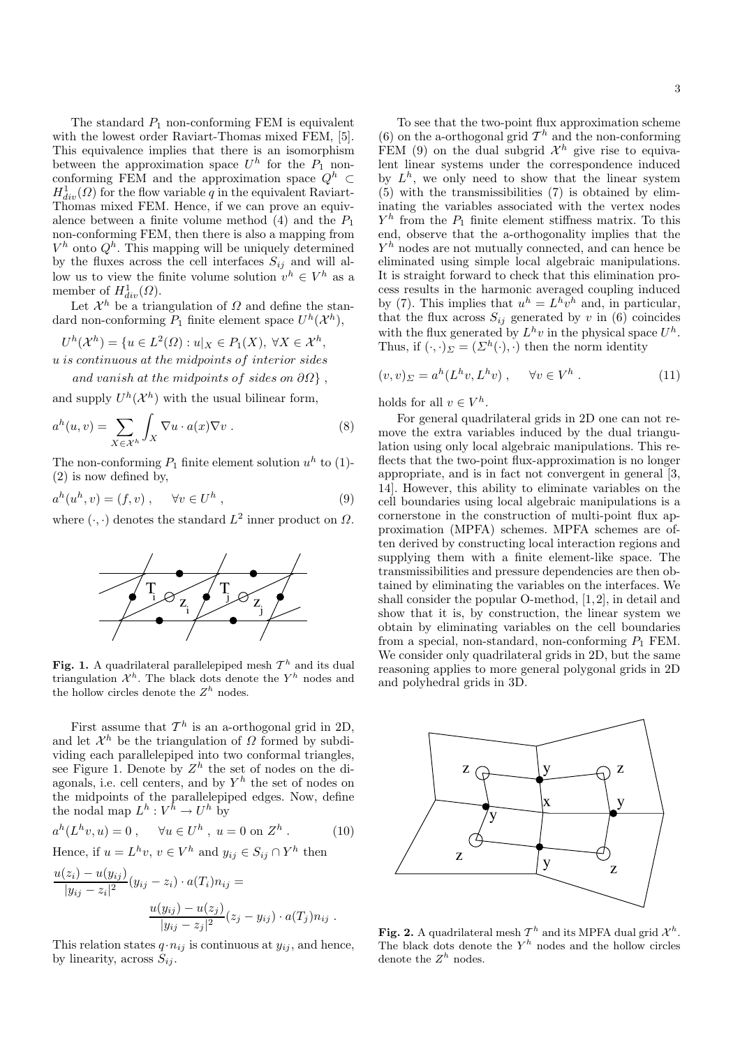The standard $P_1$ non-conforming FEM is equivalent with the lowest order Raviart-Thomas mixed FEM, [5]. This equivalence implies that there is an isomorphism between the approximation space $U^h$ for the $P_1$ non-conforming FEM and the approximation space $Q^h \subset H^1_{div}(\Omega)$ for the flow variable $q$ in the equivalent Raviart-Thomas mixed FEM. Hence, if we can prove an equivalence between a finite volume method (4) and the $P_1$ non-conforming FEM, then there is also a mapping from $V^h$ onto $Q^h$. This mapping will be uniquely determined by the fluxes across the cell interfaces $S_{ij}$ and will allow us to view the finite volume solution $v^h \in V^h$ as a member of $H^1_{div}(\Omega)$.

Let $\mathcal{X}^h$ be a triangulation of $\Omega$ and define the standard non-conforming $P_1$ finite element space $U^h(\mathcal{X}^h)$,

$$U^h(\mathcal{X}^h) = \{u \in L^2(\Omega) : u|_X \in P_1(X),\ \forall X \in \mathcal{X}^h,$$
$$u \textit{ is continuous at the midpoints of interior sides}$$
$$\textit{and vanish at the midpoints of sides on } \partial\Omega\}\ ,$$

and supply $U^h(\mathcal{X}^h)$ with the usual bilinear form,

$$a^h(u,v) = \sum_{X \in \mathcal{X}^h} \int_X \nabla u \cdot a(x) \nabla v\ . \tag{8}$$

The non-conforming $P_1$ finite element solution $u^h$ to (1)-(2) is now defined by,

$$a^h(u^h, v) = (f, v)\ , \qquad \forall v \in U^h\ , \tag{9}$$

where $(\cdot,\cdot)$ denotes the standard $L^2$ inner product on $\Omega$.

**Fig. 1.** A quadrilateral parallelepiped mesh $\mathcal{T}^h$ and its dual triangulation $\mathcal{X}^h$. The black dots denote the $Y^h$ nodes and the hollow circles denote the $Z^h$ nodes.

First assume that $\mathcal{T}^h$ is an a-orthogonal grid in 2D, and let $\mathcal{X}^h$ be the triangulation of $\Omega$ formed by subdividing each parallelepiped into two conformal triangles, see Figure 1. Denote by $Z^h$ the set of nodes on the diagonals, i.e. cell centers, and by $Y^h$ the set of nodes on the midpoints of the parallelepiped edges. Now, define the nodal map $L^h : V^h \to U^h$ by

$$a^h(L^h v, u) = 0\ , \qquad \forall u \in U^h\ ,\ u = 0 \text{ on } Z^h\ . \tag{10}$$

Hence, if $u = L^h v$, $v \in V^h$ and $y_{ij} \in S_{ij} \cap Y^h$ then

$$\frac{u(z_i) - u(y_{ij})}{|y_{ij} - z_i|^2}(y_{ij} - z_i) \cdot a(T_i) n_{ij} = \frac{u(y_{ij}) - u(z_j)}{|y_{ij} - z_j|^2}(z_j - y_{ij}) \cdot a(T_j) n_{ij}\ .$$

This relation states $q \cdot n_{ij}$ is continuous at $y_{ij}$, and hence, by linearity, across $S_{ij}$.

To see that the two-point flux approximation scheme (6) on the a-orthogonal grid $\mathcal{T}^h$ and the non-conforming FEM (9) on the dual subgrid $\mathcal{X}^h$ give rise to equivalent linear systems under the correspondence induced by $L^h$, we only need to show that the linear system (5) with the transmissibilities (7) is obtained by eliminating the variables associated with the vertex nodes $Y^h$ from the $P_1$ finite element stiffness matrix. To this end, observe that the a-orthogonality implies that the $Y^h$ nodes are not mutually connected, and can hence be eliminated using simple local algebraic manipulations. It is straight forward to check that this elimination process results in the harmonic averaged coupling induced by (7). This implies that $u^h = L^h v^h$ and, in particular, that the flux across $S_{ij}$ generated by $v$ in (6) coincides with the flux generated by $L^h v$ in the physical space $U^h$. Thus, if $(\cdot,\cdot)_\Sigma = (\Sigma^h(\cdot),\cdot)$ then the norm identity

$$(v, v)_\Sigma = a^h(L^h v, L^h v)\ , \qquad \forall v \in V^h\ . \tag{11}$$

holds for all $v \in V^h$.

For general quadrilateral grids in 2D one can not remove the extra variables induced by the dual triangulation using only local algebraic manipulations. This reflects that the two-point flux-approximation is no longer appropriate, and is in fact not convergent in general [3, 14]. However, this ability to eliminate variables on the cell boundaries using local algebraic manipulations is a cornerstone in the construction of multi-point flux approximation (MPFA) schemes. MPFA schemes are often derived by constructing local interaction regions and supplying them with a finite element-like space. The transmissibilities and pressure dependencies are then obtained by eliminating the variables on the interfaces. We shall consider the popular O-method, [1,2], in detail and show that it is, by construction, the linear system we obtain by eliminating variables on the cell boundaries from a special, non-standard, non-conforming $P_1$ FEM. We consider only quadrilateral grids in 2D, but the same reasoning applies to more general polygonal grids in 2D and polyhedral grids in 3D.

**Fig. 2.** A quadrilateral mesh $\mathcal{T}^h$ and its MPFA dual grid $\mathcal{X}^h$. The black dots denote the $Y^h$ nodes and the hollow circles denote the $Z^h$ nodes.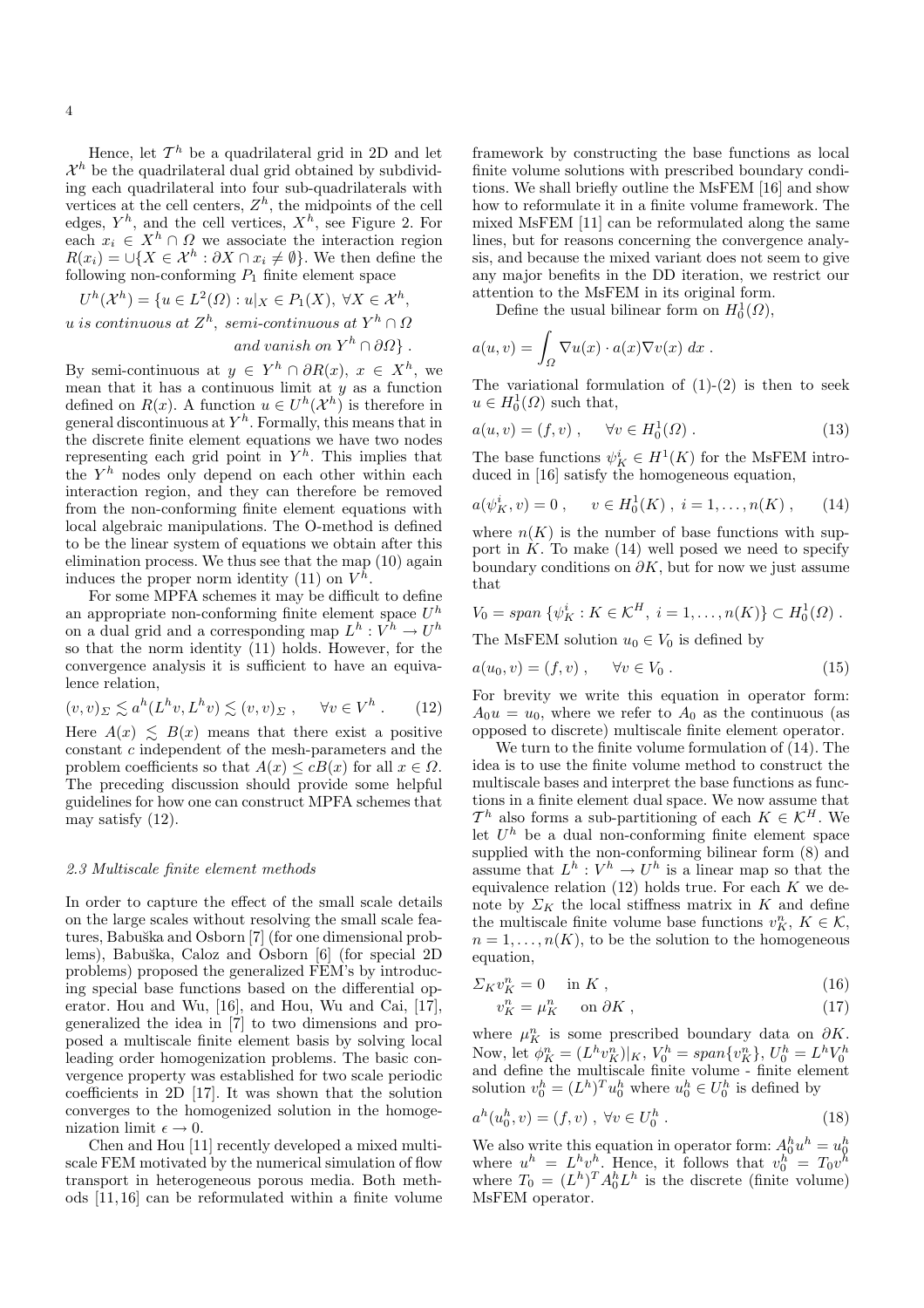Hence, let $\mathcal{T}^h$ be a quadrilateral grid in 2D and let $\mathcal{X}^h$ be the quadrilateral dual grid obtained by subdividing each quadrilateral into four sub-quadrilaterals with vertices at the cell centers, $Z^h$, the midpoints of the cell edges, $Y^h$, and the cell vertices, $X^h$, see Figure 2. For each $x_i \in X^h \cap \Omega$ we associate the interaction region $R(x_i) = \cup\{X \in \mathcal{X}^h : \partial X \cap x_i \neq \emptyset\}$. We then define the following non-conforming $P_1$ finite element space

$$U^h(\mathcal{X}^h) = \{u \in L^2(\Omega) : u|_X \in P_1(X),\ \forall X \in \mathcal{X}^h,$$
$$u \text{ is continuous at } Z^h,\ \text{semi-continuous at } Y^h \cap \Omega$$
$$\text{and vanish on } Y^h \cap \partial\Omega\}\ .$$

By semi-continuous at $y \in Y^h \cap \partial R(x),\ x \in X^h$, we mean that it has a continuous limit at $y$ as a function defined on $R(x)$. A function $u \in U^h(\mathcal{X}^h)$ is therefore in general discontinuous at $Y^h$. Formally, this means that in the discrete finite element equations we have two nodes representing each grid point in $Y^h$. This implies that the $Y^h$ nodes only depend on each other within each interaction region, and they can therefore be removed from the non-conforming finite element equations with local algebraic manipulations. The O-method is defined to be the linear system of equations we obtain after this elimination process. We thus see that the map (10) again induces the proper norm identity (11) on $V^h$.

For some MPFA schemes it may be difficult to define an appropriate non-conforming finite element space $U^h$ on a dual grid and a corresponding map $L^h : V^h \to U^h$ so that the norm identity (11) holds. However, for the convergence analysis it is sufficient to have an equivalence relation,

$$(v,v)_\Sigma \lesssim a^h(L^h v, L^h v) \lesssim (v,v)_\Sigma\ , \qquad \forall v \in V^h\ . \tag{12}$$

Here $A(x) \lesssim B(x)$ means that there exist a positive constant $c$ independent of the mesh-parameters and the problem coefficients so that $A(x) \leq cB(x)$ for all $x \in \Omega$. The preceding discussion should provide some helpful guidelines for how one can construct MPFA schemes that may satisfy (12).

### 2.3 Multiscale finite element methods

In order to capture the effect of the small scale details on the large scales without resolving the small scale features, Babuška and Osborn [7] (for one dimensional problems), Babuška, Caloz and Osborn [6] (for special 2D problems) proposed the generalized FEM's by introducing special base functions based on the differential operator. Hou and Wu, [16], and Hou, Wu and Cai, [17], generalized the idea in [7] to two dimensions and proposed a multiscale finite element basis by solving local leading order homogenization problems. The basic convergence property was established for two scale periodic coefficients in 2D [17]. It was shown that the solution converges to the homogenized solution in the homogenization limit $\epsilon \to 0$.

Chen and Hou [11] recently developed a mixed multiscale FEM motivated by the numerical simulation of flow transport in heterogeneous porous media. Both methods [11, 16] can be reformulated within a finite volume framework by constructing the base functions as local finite volume solutions with prescribed boundary conditions. We shall briefly outline the MsFEM [16] and show how to reformulate it in a finite volume framework. The mixed MsFEM [11] can be reformulated along the same lines, but for reasons concerning the convergence analysis, and because the mixed variant does not seem to give any major benefits in the DD iteration, we restrict our attention to the MsFEM in its original form.

Define the usual bilinear form on $H_0^1(\Omega)$,

$$a(u,v) = \int_\Omega \nabla u(x) \cdot a(x) \nabla v(x)\ dx\ .$$

The variational formulation of (1)-(2) is then to seek $u \in H_0^1(\Omega)$ such that,

$$a(u,v) = (f,v)\ , \qquad \forall v \in H_0^1(\Omega)\ . \tag{13}$$

The base functions $\psi_K^i \in H^1(K)$ for the MsFEM introduced in [16] satisfy the homogeneous equation,

$$a(\psi_K^i, v) = 0\ , \qquad v \in H_0^1(K)\ ,\ i = 1, \ldots, n(K)\ , \tag{14}$$

where $n(K)$ is the number of base functions with support in $K$. To make (14) well posed we need to specify boundary conditions on $\partial K$, but for now we just assume that

$$V_0 = span\ \{\psi_K^i : K \in \mathcal{K}^H,\ i = 1, \ldots, n(K)\} \subset H_0^1(\Omega)\ .$$

The MsFEM solution $u_0 \in V_0$ is defined by

$$a(u_0, v) = (f,v)\ , \qquad \forall v \in V_0\ . \tag{15}$$

For brevity we write this equation in operator form: $A_0 u = u_0$, where we refer to $A_0$ as the continuous (as opposed to discrete) multiscale finite element operator.

We turn to the finite volume formulation of (14). The idea is to use the finite volume method to construct the multiscale bases and interpret the base functions as functions in a finite element dual space. We now assume that $\mathcal{T}^h$ also forms a sub-partitioning of each $K \in \mathcal{K}^H$. We let $U^h$ be a dual non-conforming finite element space supplied with the non-conforming bilinear form (8) and assume that $L^h : V^h \to U^h$ is a linear map so that the equivalence relation (12) holds true. For each $K$ we denote by $\Sigma_K$ the local stiffness matrix in $K$ and define the multiscale finite volume base functions $v_K^n,\ K \in \mathcal{K}$, $n = 1, \ldots, n(K)$, to be the solution to the homogeneous equation,

$$\Sigma_K v_K^n = 0 \quad \text{in } K\ , \tag{16}$$

$$v_K^n = \mu_K^n \quad \text{on } \partial K\ , \tag{17}$$

where $\mu_K^n$ is some prescribed boundary data on $\partial K$. Now, let $\phi_K^n = (L^h v_K^n)|_K$, $V_0^h = span\{v_K^n\}$, $U_0^h = L^h V_0^h$ and define the multiscale finite volume - finite element solution $v_0^h = (L^h)^T u_0^h$ where $u_0^h \in U_0^h$ is defined by

$$a^h(u_0^h, v) = (f,v)\ ,\ \forall v \in U_0^h\ . \tag{18}$$

We also write this equation in operator form: $A_0^h u^h = u_0^h$ where $u^h = L^h v^h$. Hence, it follows that $v_0^h = T_0 v^h$ where $T_0 = (L^h)^T A_0^h L^h$ is the discrete (finite volume) MsFEM operator.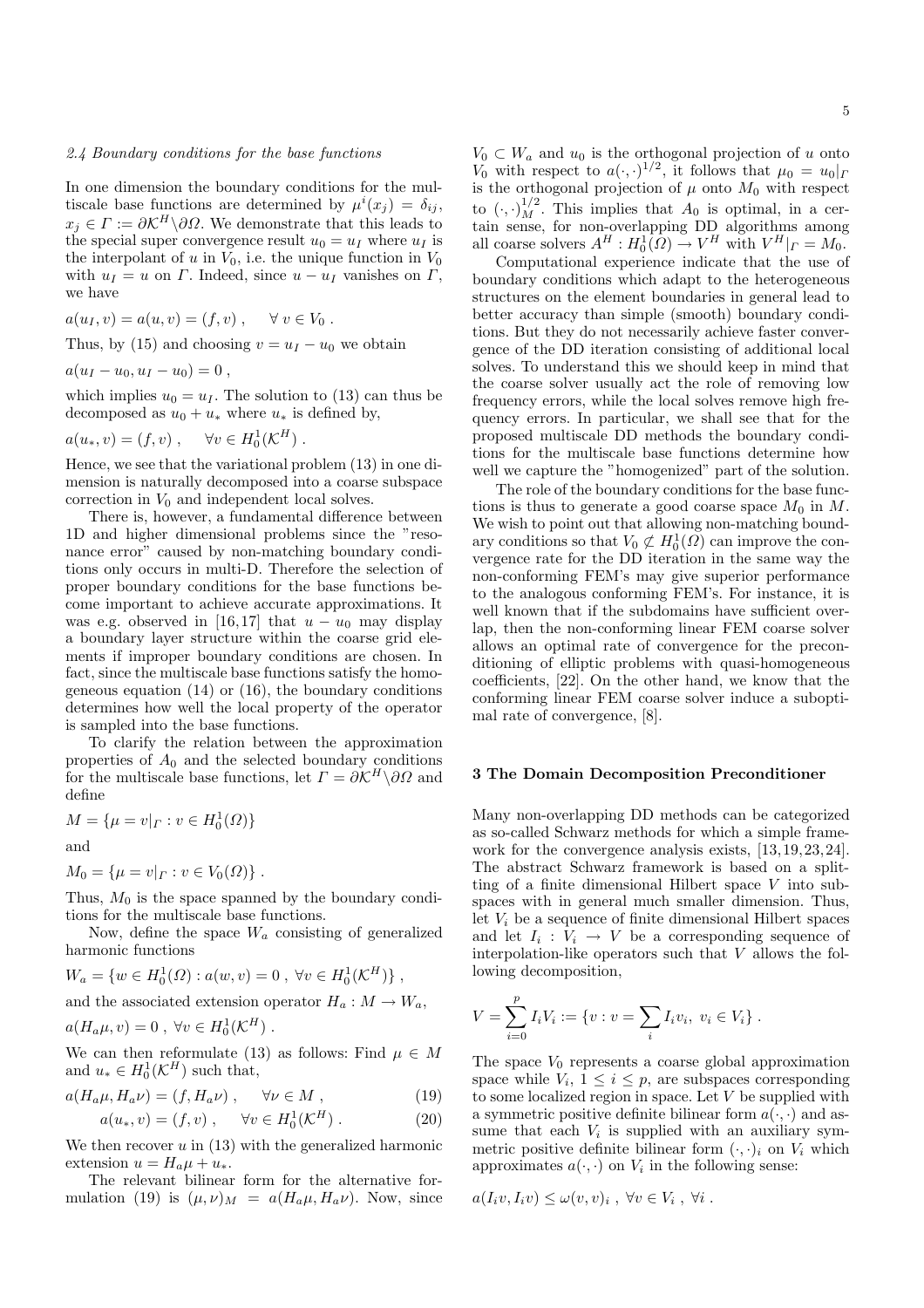### 2.4 Boundary conditions for the base functions

In one dimension the boundary conditions for the multiscale base functions are determined by $\mu^i(x_j) = \delta_{ij}$, $x_j \in \Gamma := \partial\mathcal{K}^H \backslash \partial\Omega$. We demonstrate that this leads to the special super convergence result $u_0 = u_I$ where $u_I$ is the interpolant of $u$ in $V_0$, i.e. the unique function in $V_0$ with $u_I = u$ on $\Gamma$. Indeed, since $u - u_I$ vanishes on $\Gamma$, we have

$$a(u_I, v) = a(u, v) = (f, v) \; , \quad \forall\, v \in V_0 \; .$$

Thus, by (15) and choosing $v = u_I - u_0$ we obtain

$$a(u_I - u_0, u_I - u_0) = 0 \; ,$$

which implies $u_0 = u_I$. The solution to (13) can thus be decomposed as $u_0 + u_*$ where $u_*$ is defined by,

$$a(u_*, v) = (f, v) \; , \quad \forall v \in H_0^1(\mathcal{K}^H) \; .$$

Hence, we see that the variational problem (13) in one dimension is naturally decomposed into a coarse subspace correction in $V_0$ and independent local solves.

There is, however, a fundamental difference between 1D and higher dimensional problems since the "resonance error" caused by non-matching boundary conditions only occurs in multi-D. Therefore the selection of proper boundary conditions for the base functions become important to achieve accurate approximations. It was e.g. observed in [16,17] that $u - u_0$ may display a boundary layer structure within the coarse grid elements if improper boundary conditions are chosen. In fact, since the multiscale base functions satisfy the homogeneous equation (14) or (16), the boundary conditions determines how well the local property of the operator is sampled into the base functions.

To clarify the relation between the approximation properties of $A_0$ and the selected boundary conditions for the multiscale base functions, let $\Gamma = \partial\mathcal{K}^H \backslash \partial\Omega$ and define

$$M = \{\mu = v|_\Gamma : v \in H_0^1(\Omega)\}$$

and

$$M_0 = \{\mu = v|_\Gamma : v \in V_0(\Omega)\} \; .$$

Thus, $M_0$ is the space spanned by the boundary conditions for the multiscale base functions.

Now, define the space $W_a$ consisting of generalized harmonic functions

$$W_a = \{w \in H_0^1(\Omega) : a(w, v) = 0 \; , \; \forall v \in H_0^1(\mathcal{K}^H)\} \; ,$$

and the associated extension operator $H_a : M \to W_a$,

$$a(H_a\mu, v) = 0 \; , \; \forall v \in H_0^1(\mathcal{K}^H) \; .$$

We can then reformulate (13) as follows: Find $\mu \in M$ and $u_* \in H_0^1(\mathcal{K}^H)$ such that,

$$a(H_a\mu, H_a\nu) = (f, H_a\nu) \; , \qquad \forall \nu \in M \; , \tag{19}$$

$$a(u_*, v) = (f, v) \; , \qquad \forall v \in H_0^1(\mathcal{K}^H) \; . \tag{20}$$

We then recover $u$ in (13) with the generalized harmonic extension $u = H_a\mu + u_*$.

The relevant bilinear form for the alternative formulation (19) is $(\mu, \nu)_M = a(H_a\mu, H_a\nu)$. Now, since $V_0 \subset W_a$ and $u_0$ is the orthogonal projection of $u$ onto $V_0$ with respect to $a(\cdot,\cdot)^{1/2}$, it follows that $\mu_0 = u_0|_\Gamma$ is the orthogonal projection of $\mu$ onto $M_0$ with respect to $(\cdot,\cdot)_M^{1/2}$. This implies that $A_0$ is optimal, in a certain sense, for non-overlapping DD algorithms among all coarse solvers $A^H : H_0^1(\Omega) \to V^H$ with $V^H|_\Gamma = M_0$.

Computational experience indicate that the use of boundary conditions which adapt to the heterogeneous structures on the element boundaries in general lead to better accuracy than simple (smooth) boundary conditions. But they do not necessarily achieve faster convergence of the DD iteration consisting of additional local solves. To understand this we should keep in mind that the coarse solver usually act the role of removing low frequency errors, while the local solves remove high frequency errors. In particular, we shall see that for the proposed multiscale DD methods the boundary conditions for the multiscale base functions determine how well we capture the "homogenized" part of the solution.

The role of the boundary conditions for the base functions is thus to generate a good coarse space $M_0$ in $M$. We wish to point out that allowing non-matching boundary conditions so that $V_0 \not\subset H_0^1(\Omega)$ can improve the convergence rate for the DD iteration in the same way the non-conforming FEM's may give superior performance to the analogous conforming FEM's. For instance, it is well known that if the subdomains have sufficient overlap, then the non-conforming linear FEM coarse solver allows an optimal rate of convergence for the preconditioning of elliptic problems with quasi-homogeneous coefficients, [22]. On the other hand, we know that the conforming linear FEM coarse solver induce a suboptimal rate of convergence, [8].

## 3 The Domain Decomposition Preconditioner

Many non-overlapping DD methods can be categorized as so-called Schwarz methods for which a simple framework for the convergence analysis exists, [13,19,23,24]. The abstract Schwarz framework is based on a splitting of a finite dimensional Hilbert space $V$ into subspaces with in general much smaller dimension. Thus, let $V_i$ be a sequence of finite dimensional Hilbert spaces and let $I_i : V_i \to V$ be a corresponding sequence of interpolation-like operators such that $V$ allows the following decomposition,

$$V = \sum_{i=0}^{p} I_i V_i := \{v : v = \sum_i I_i v_i, \; v_i \in V_i\} \; .$$

The space $V_0$ represents a coarse global approximation space while $V_i$, $1 \le i \le p$, are subspaces corresponding to some localized region in space. Let $V$ be supplied with a symmetric positive definite bilinear form $a(\cdot,\cdot)$ and assume that each $V_i$ is supplied with an auxiliary symmetric positive definite bilinear form $(\cdot,\cdot)_i$ on $V_i$ which approximates $a(\cdot,\cdot)$ on $V_i$ in the following sense:

$$a(I_i v, I_i v) \le \omega (v, v)_i \; , \; \forall v \in V_i \; , \; \forall i \; .$$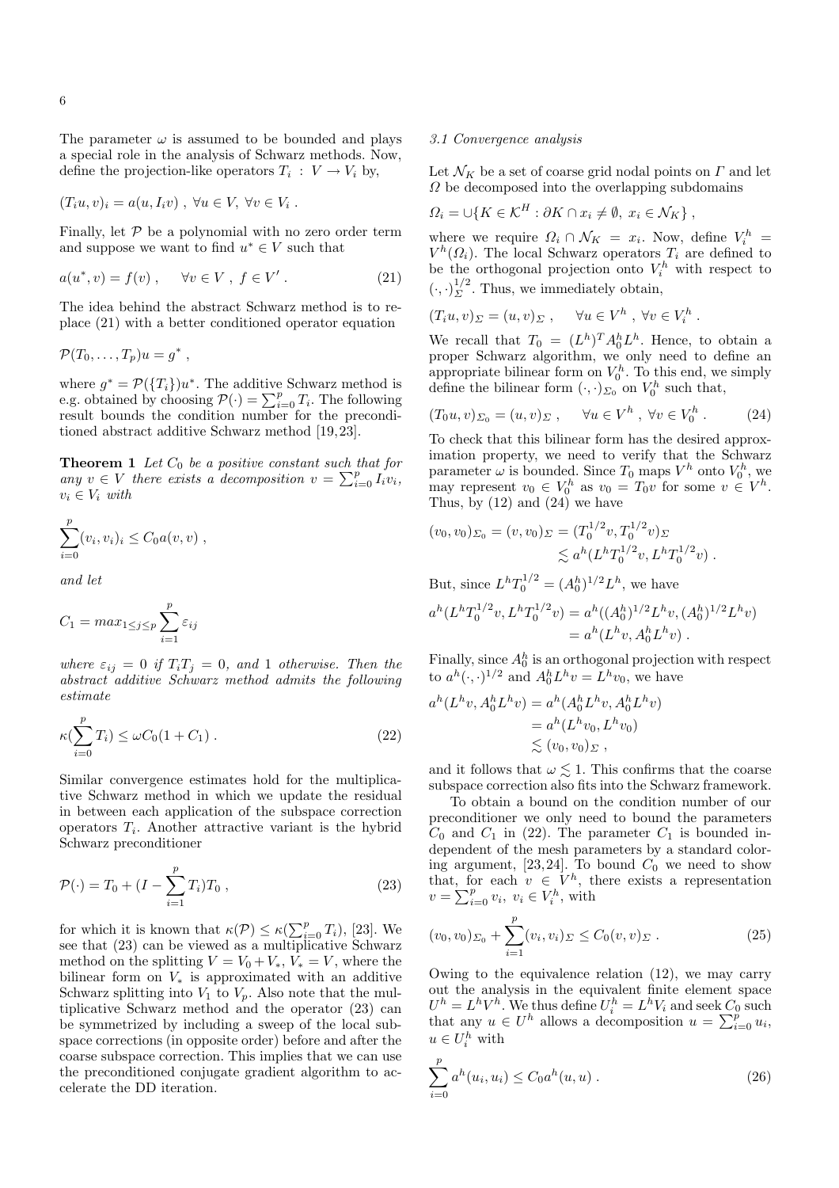The parameter $\omega$ is assumed to be bounded and plays a special role in the analysis of Schwarz methods. Now, define the projection-like operators $T_i : V \to V_i$ by,

$$(T_i u, v)_i = a(u, I_i v) \ , \ \forall u \in V, \ \forall v \in V_i \ .$$

Finally, let $\mathcal{P}$ be a polynomial with no zero order term and suppose we want to find $u^* \in V$ such that

$$a(u^*, v) = f(v) \ , \quad \forall v \in V \ , \ f \in V' \ . \tag{21}$$

The idea behind the abstract Schwarz method is to replace (21) with a better conditioned operator equation

$$\mathcal{P}(T_0, \ldots, T_p)u = g^* \ ,$$

where $g^* = \mathcal{P}(\{T_i\})u^*$. The additive Schwarz method is e.g. obtained by choosing $\mathcal{P}(\cdot) = \sum_{i=0}^{p} T_i$. The following result bounds the condition number for the preconditioned abstract additive Schwarz method [19,23].

**Theorem 1** *Let $C_0$ be a positive constant such that for any $v \in V$ there exists a decomposition $v = \sum_{i=0}^{p} I_i v_i$, $v_i \in V_i$ with*

$$\sum_{i=0}^{p} (v_i, v_i)_i \le C_0 a(v, v) \ ,$$

*and let*

$$C_1 = max_{1 \le j \le p} \sum_{i=1}^{p} \varepsilon_{ij}$$

*where $\varepsilon_{ij} = 0$ if $T_i T_j = 0$, and 1 otherwise. Then the abstract additive Schwarz method admits the following estimate*

$$\kappa(\sum_{i=0}^{p} T_i) \le \omega C_0 (1 + C_1) \ . \tag{22}$$

Similar convergence estimates hold for the multiplicative Schwarz method in which we update the residual in between each application of the subspace correction operators $T_i$. Another attractive variant is the hybrid Schwarz preconditioner

$$\mathcal{P}(\cdot) = T_0 + (I - \sum_{i=1}^{p} T_i) T_0 \ , \tag{23}$$

for which it is known that $\kappa(\mathcal{P}) \le \kappa(\sum_{i=0}^{p} T_i)$, [23]. We see that (23) can be viewed as a multiplicative Schwarz method on the splitting $V = V_0 + V_*$, $V_* = V$, where the bilinear form on $V_*$ is approximated with an additive Schwarz splitting into $V_1$ to $V_p$. Also note that the multiplicative Schwarz method and the operator (23) can be symmetrized by including a sweep of the local subspace corrections (in opposite order) before and after the coarse subspace correction. This implies that we can use the preconditioned conjugate gradient algorithm to accelerate the DD iteration.

### *3.1 Convergence analysis*

Let $\mathcal{N}_K$ be a set of coarse grid nodal points on $\Gamma$ and let $\Omega$ be decomposed into the overlapping subdomains

$$\Omega_i = \cup \{ K \in \mathcal{K}^H : \partial K \cap x_i \neq \emptyset, \ x_i \in \mathcal{N}_K \} \ ,$$

where we require $\Omega_i \cap \mathcal{N}_K = x_i$. Now, define $V_i^h = V^h(\Omega_i)$. The local Schwarz operators $T_i$ are defined to be the orthogonal projection onto $V_i^h$ with respect to $(\cdot, \cdot)_\Sigma^{1/2}$. Thus, we immediately obtain,

$$(T_i u, v)_\Sigma = (u, v)_\Sigma \ , \quad \forall u \in V^h \ , \forall v \in V_i^h \ .$$

We recall that $T_0 = (L^h)^T A_0^h L^h$. Hence, to obtain a proper Schwarz algorithm, we only need to define an appropriate bilinear form on $V_0^h$. To this end, we simply define the bilinear form $(\cdot, \cdot)_{\Sigma_0}$ on $V_0^h$ such that,

$$(T_0 u, v)_{\Sigma_0} = (u, v)_\Sigma \ , \quad \forall u \in V^h \ , \forall v \in V_0^h \ . \tag{24}$$

To check that this bilinear form has the desired approximation property, we need to verify that the Schwarz parameter $\omega$ is bounded. Since $T_0$ maps $V^h$ onto $V_0^h$, we may represent $v_0 \in V_0^h$ as $v_0 = T_0 v$ for some $v \in V^h$. Thus, by (12) and (24) we have

$$\begin{aligned}(v_0, v_0)_{\Sigma_0} = (v, v_0)_{\Sigma} &= (T_0^{1/2} v, T_0^{1/2} v)_\Sigma \\ &\lesssim a^h(L^h T_0^{1/2} v, L^h T_0^{1/2} v) \ .\end{aligned}$$

But, since $L^h T_0^{1/2} = (A_0^h)^{1/2} L^h$, we have

$$\begin{aligned}a^h(L^h T_0^{1/2} v, L^h T_0^{1/2} v) &= a^h((A_0^h)^{1/2} L^h v, (A_0^h)^{1/2} L^h v) \\ &= a^h(L^h v, A_0^h L^h v) \ .\end{aligned}$$

Finally, since $A_0^h$ is an orthogonal projection with respect to $a^h(\cdot, \cdot)^{1/2}$ and $A_0^h L^h v = L^h v_0$, we have

$$\begin{aligned}a^h(L^h v, A_0^h L^h v) &= a^h(A_0^h L^h v, A_0^h L^h v) \\ &= a^h(L^h v_0, L^h v_0) \\ &\lesssim (v_0, v_0)_\Sigma \ ,\end{aligned}$$

and it follows that $\omega \lesssim 1$. This confirms that the coarse subspace correction also fits into the Schwarz framework.

To obtain a bound on the condition number of our preconditioner we only need to bound the parameters $C_0$ and $C_1$ in (22). The parameter $C_1$ is bounded independent of the mesh parameters by a standard coloring argument, [23,24]. To bound $C_0$ we need to show that, for each $v \in V^h$, there exists a representation $v = \sum_{i=0}^{p} v_i$, $v_i \in V_i^h$, with

$$(v_0, v_0)_{\Sigma_0} + \sum_{i=1}^{p} (v_i, v_i)_\Sigma \le C_0 (v, v)_\Sigma \ . \tag{25}$$

Owing to the equivalence relation (12), we may carry out the analysis in the equivalent finite element space $U^h = L^h V^h$. We thus define $U_i^h = L^h V_i$ and seek $C_0$ such that any $u \in U^h$ allows a decomposition $u = \sum_{i=0}^{p} u_i$, $u \in U_i^h$ with

$$\sum_{i=0}^{p} a^h(u_i, u_i) \le C_0 a^h(u, u) \ . \tag{26}$$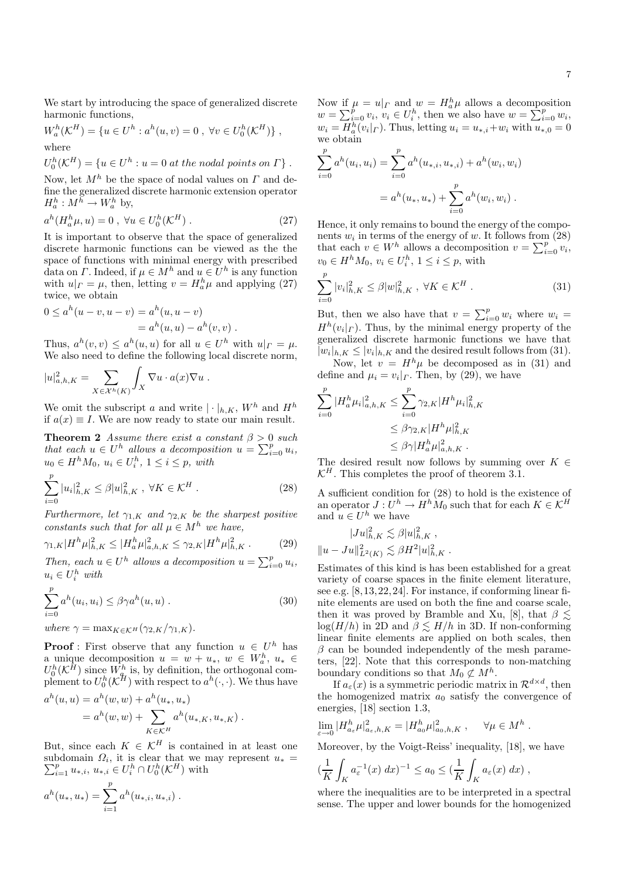We start by introducing the space of generalized discrete harmonic functions,

$$W_a^h(\mathcal{K}^H) = \{u \in U^h : a^h(u,v) = 0 \ , \ \forall v \in U_0^h(\mathcal{K}^H)\} \ ,$$

where

$$U_0^h(\mathcal{K}^H) = \{u \in U^h : u = 0 \ \textit{at the nodal points on } \Gamma\} \ .$$

Now, let $M^h$ be the space of nodal values on $\Gamma$ and define the generalized discrete harmonic extension operator $H_a^h : M^h \to W_a^h$ by,

$$a^h(H_a^h\mu, u) = 0 \ , \ \forall u \in U_0^h(\mathcal{K}^H) \ . \tag{27}$$

It is important to observe that the space of generalized discrete harmonic functions can be viewed as the the space of functions with minimal energy with prescribed data on $\Gamma$. Indeed, if $\mu \in M^h$ and $u \in U^h$ is any function with $u|_\Gamma = \mu$, then, letting $v = H_a^h\mu$ and applying (27) twice, we obtain

$$\begin{aligned} 0 \le a^h(u-v, u-v) &= a^h(u, u-v) \\ &= a^h(u,u) - a^h(v,v) \ . \end{aligned}$$

Thus, $a^h(v,v) \le a^h(u,u)$ for all $u \in U^h$ with $u|_\Gamma = \mu$. We also need to define the following local discrete norm,

$$|u|_{a,h,K}^2 = \sum_{X \in \mathcal{X}^h(K)} \int_X \nabla u \cdot a(x) \nabla u \ .$$

We omit the subscript $a$ and write $|\cdot|_{h,K}$, $W^h$ and $H^h$ if $a(x) \equiv I$. We are now ready to state our main result.

**Theorem 2** *Assume there exist a constant $\beta > 0$ such that each $u \in U^h$ allows a decomposition $u = \sum_{i=0}^p u_i$, $u_0 \in H^h M_0$, $u_i \in U_i^h$, $1 \le i \le p$, with*

$$\sum_{i=0}^p |u_i|_{h,K}^2 \le \beta |u|_{h,K}^2 \ , \ \forall K \in \mathcal{K}^H \ . \tag{28}$$

*Furthermore, let $\gamma_{1,K}$ and $\gamma_{2,K}$ be the sharpest positive constants such that for all $\mu \in M^h$ we have,*

$$\gamma_{1,K} |H^h \mu|_{h,K}^2 \le |H_a^h \mu|_{a,h,K}^2 \le \gamma_{2,K} |H^h \mu|_{h,K}^2 \ . \tag{29}$$

*Then, each $u \in U^h$ allows a decomposition $u = \sum_{i=0}^p u_i$, $u_i \in U_i^h$ with*

$$\sum_{i=0}^p a^h(u_i, u_i) \le \beta \gamma a^h(u,u) \ . \tag{30}$$

*where $\gamma = \max_{K \in \mathcal{K}^H} (\gamma_{2,K}/\gamma_{1,K})$.*

**Proof** : First observe that any function $u \in U^h$ has a unique decomposition $u = w + u_*$, $w \in W_a^h$, $u_* \in U_0^h(\mathcal{K}^H)$ since $W_a^h$ is, by definition, the orthogonal complement to $U_0^h(\mathcal{K}^H)$ with respect to $a^h(\cdot,\cdot)$. We thus have

$$\begin{aligned} a^h(u,u) &= a^h(w,w) + a^h(u_*, u_*) \\ &= a^h(w,w) + \sum_{K \in \mathcal{K}^H} a^h(u_{*,K}, u_{*,K}) \ . \end{aligned}$$

But, since each $K \in \mathcal{K}^H$ is contained in at least one subdomain $\Omega_i$, it is clear that we may represent $u_* = \sum_{i=1}^p u_{*,i}$, $u_{*,i} \in U_i^h \cap U_0^h(\mathcal{K}^H)$ with

$$a^h(u_*, u_*) = \sum_{i=1}^p a^h(u_{*,i}, u_{*,i}) \ .$$

Now if $\mu = u|_\Gamma$ and $w = H_a^h \mu$ allows a decomposition $w = \sum_{i=0}^p v_i$, $v_i \in U_i^h$, then we also have $w = \sum_{i=0}^p w_i$, $w_i = H_a^h(v_i|_\Gamma)$. Thus, letting $u_i = u_{*,i} + w_i$ with $u_{*,0} = 0$ we obtain

$$\begin{aligned} \sum_{i=0}^p a^h(u_i,u_i) &= \sum_{i=0}^p a^h(u_{*,i}, u_{*,i}) + a^h(w_i, w_i) \\ &= a^h(u_*, u_*) + \sum_{i=0}^p a^h(w_i, w_i) \ . \end{aligned}$$

Hence, it only remains to bound the energy of the components $w_i$ in terms of the energy of $w$. It follows from (28) that each $v \in W^h$ allows a decomposition $v = \sum_{i=0}^p v_i$, $v_0 \in H^h M_0$, $v_i \in U_i^h$, $1 \le i \le p$, with

$$\sum_{i=0}^p |v_i|_{h,K}^2 \le \beta |w|_{h,K}^2 \ , \ \forall K \in \mathcal{K}^H \ . \tag{31}$$

But, then we also have that $v = \sum_{i=0}^p w_i$ where $w_i = H^h(v_i|_\Gamma)$. Thus, by the minimal energy property of the generalized discrete harmonic functions we have that $|w_i|_{h,K} \le |v_i|_{h,K}$ and the desired result follows from (31).

Now, let $v = H^h \mu$ be decomposed as in (31) and define and $\mu_i = v_i|_\Gamma$. Then, by (29), we have

$$\begin{aligned} \sum_{i=0}^p |H_a^h \mu_i|_{a,h,K}^2 &\le \sum_{i=0}^p \gamma_{2,K} |H^h \mu_i|_{h,K}^2 \\ &\le \beta \gamma_{2,K} |H^h \mu|_{h,K}^2 \\ &\le \beta \gamma |H_a^h \mu|_{a,h,K}^2 \ . \end{aligned}$$

The desired result now follows by summing over $K \in \mathcal{K}^H$. This completes the proof of theorem 3.1.

A sufficient condition for (28) to hold is the existence of an operator $J : U^h \to H^h M_0$ such that for each $K \in \mathcal{K}^H$ and $u \in U^h$ we have

$$\begin{aligned} |Ju|_{h,K}^2 &\lesssim \beta |u|_{h,K}^2 \ , \\ \|u - Ju\|_{L^2(K)}^2 &\lesssim \beta H^2 |u|_{h,K}^2 \ . \end{aligned}$$

Estimates of this kind is has been established for a great variety of coarse spaces in the finite element literature, see e.g. [8,13,22,24]. For instance, if conforming linear finite elements are used on both the fine and coarse scale, then it was proved by Bramble and Xu, [8], that $\beta \lesssim \log(H/h)$ in 2D and $\beta \lesssim H/h$ in 3D. If non-conforming linear finite elements are applied on both scales, then $\beta$ can be bounded independently of the mesh parameters, [22]. Note that this corresponds to non-matching boundary conditions so that $M_0 \not\subset M^h$.

If $a_\varepsilon(x)$ is a symmetric periodic matrix in $\mathcal{R}^{d\times d}$, then the homogenized matrix $a_0$ satisfy the convergence of energies, [18] section 1.3,

$$\lim_{\varepsilon \to 0} |H_{a_\varepsilon}^h \mu|_{a_\varepsilon,h,K}^2 = |H_{a_0}^h \mu|_{a_0,h,K}^2 \ , \quad \forall \mu \in M^h \ .$$

Moreover, by the Voigt-Reiss' inequality, [18], we have

$$\left(\frac{1}{K}\int_K a_\varepsilon^{-1}(x)\,dx\right)^{-1} \le a_0 \le \left(\frac{1}{K}\int_K a_\varepsilon(x)\,dx\right) \ ,$$

where the inequalities are to be interpreted in a spectral sense. The upper and lower bounds for the homogenized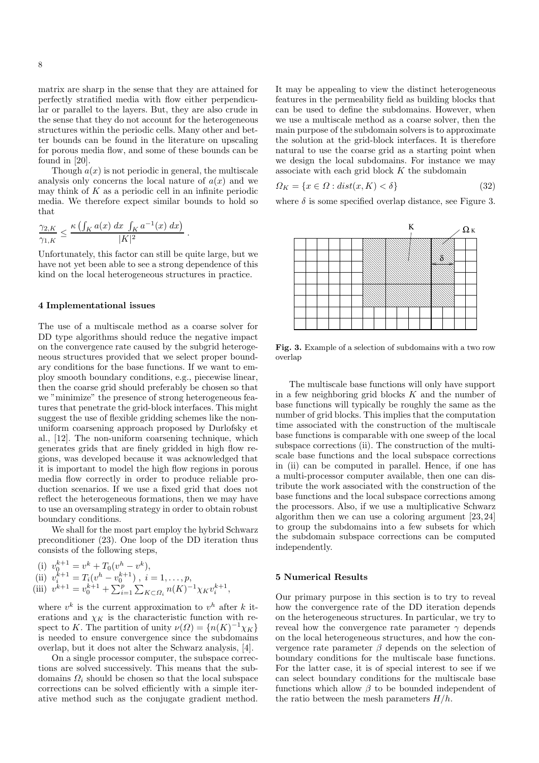matrix are sharp in the sense that they are attained for perfectly stratified media with flow either perpendicular or parallel to the layers. But, they are also crude in the sense that they do not account for the heterogeneous structures within the periodic cells. Many other and better bounds can be found in the literature on upscaling for porous media flow, and some of these bounds can be found in [20].

Though $a(x)$ is not periodic in general, the multiscale analysis only concerns the local nature of $a(x)$ and we may think of $K$ as a periodic cell in an infinite periodic media. We therefore expect similar bounds to hold so that

$$\frac{\gamma_{2,K}}{\gamma_{1,K}} \leq \frac{\kappa \left( \int_K a(x)\ dx\ \int_K a^{-1}(x)\ dx \right)}{|K|^2}.$$

Unfortunately, this factor can still be quite large, but we have not yet been able to see a strong dependence of this kind on the local heterogeneous structures in practice.

## 4 Implementational issues

The use of a multiscale method as a coarse solver for DD type algorithms should reduce the negative impact on the convergence rate caused by the subgrid heterogeneous structures provided that we select proper boundary conditions for the base functions. If we want to employ smooth boundary conditions, e.g., piecewise linear, then the coarse grid should preferably be chosen so that we "minimize" the presence of strong heterogeneous features that penetrate the grid-block interfaces. This might suggest the use of flexible gridding schemes like the non-uniform coarsening approach proposed by Durlofsky et al., [12]. The non-uniform coarsening technique, which generates grids that are finely gridded in high flow regions, was developed because it was acknowledged that it is important to model the high flow regions in porous media flow correctly in order to produce reliable production scenarios. If we use a fixed grid that does not reflect the heterogeneous formations, then we may have to use an oversampling strategy in order to obtain robust boundary conditions.

We shall for the most part employ the hybrid Schwarz preconditioner (23). One loop of the DD iteration thus consists of the following steps,

(i) $v_0^{k+1} = v^k + T_0(v^h - v^k)$,
(ii) $v_i^{k+1} = T_i(v^h - v_0^{k+1})\ ,\ i = 1, \ldots, p$,
(iii) $v^{k+1} = v_0^{k+1} + \sum_{i=1}^{p} \sum_{K \subset \Omega_i} n(K)^{-1} \chi_K v_i^{k+1}$,

where $v^k$ is the current approximation to $v^h$ after $k$ iterations and $\chi_K$ is the characteristic function with respect to $K$. The partition of unity $\nu(\Omega) = \{n(K)^{-1}\chi_K\}$ is needed to ensure convergence since the subdomains overlap, but it does not alter the Schwarz analysis, [4].

On a single processor computer, the subspace corrections are solved successively. This means that the subdomains $\Omega_i$ should be chosen so that the local subspace corrections can be solved efficiently with a simple iterative method such as the conjugate gradient method. It may be appealing to view the distinct heterogeneous features in the permeability field as building blocks that can be used to define the subdomains. However, when we use a multiscale method as a coarse solver, then the main purpose of the subdomain solvers is to approximate the solution at the grid-block interfaces. It is therefore natural to use the coarse grid as a starting point when we design the local subdomains. For instance we may associate with each grid block $K$ the subdomain

$$\Omega_K = \{x \in \Omega : dist(x, K) < \delta\} \tag{32}$$

where $\delta$ is some specified overlap distance, see Figure 3.

**Fig. 3.** Example of a selection of subdomains with a two row overlap

The multiscale base functions will only have support in a few neighboring grid blocks $K$ and the number of base functions will typically be roughly the same as the number of grid blocks. This implies that the computation time associated with the construction of the multiscale base functions is comparable with one sweep of the local subspace corrections (ii). The construction of the multiscale base functions and the local subspace corrections in (ii) can be computed in parallel. Hence, if one has a multi-processor computer available, then one can distribute the work associated with the construction of the base functions and the local subspace corrections among the processors. Also, if we use a multiplicative Schwarz algorithm then we can use a coloring argument [23,24] to group the subdomains into a few subsets for which the subdomain subspace corrections can be computed independently.

## 5 Numerical Results

Our primary purpose in this section is to try to reveal how the convergence rate of the DD iteration depends on the heterogeneous structures. In particular, we try to reveal how the convergence rate parameter $\gamma$ depends on the local heterogeneous structures, and how the convergence rate parameter $\beta$ depends on the selection of boundary conditions for the multiscale base functions. For the latter case, it is of special interest to see if we can select boundary conditions for the multiscale base functions which allow $\beta$ to be bounded independent of the ratio between the mesh parameters $H/h$.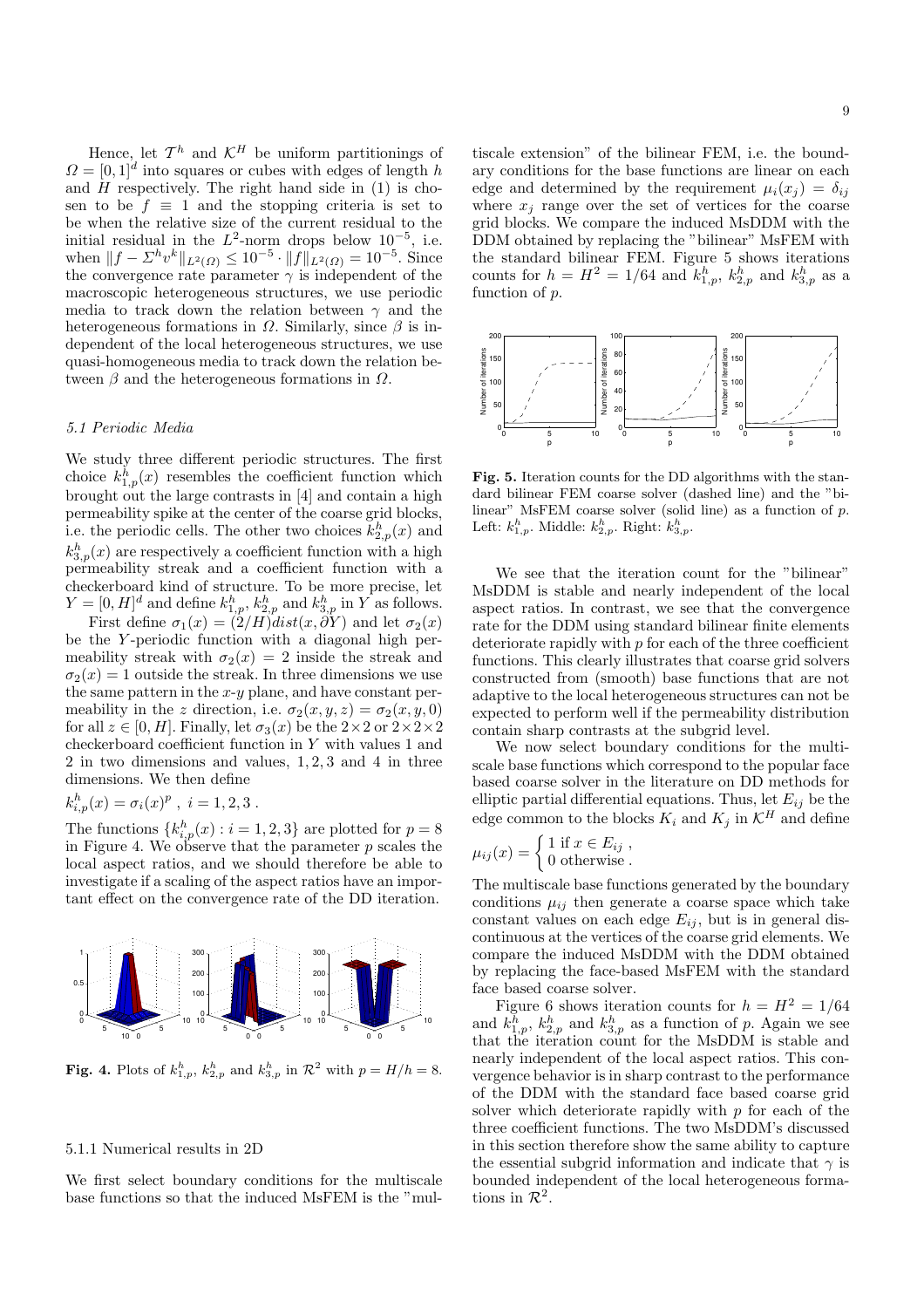Hence, let $\mathcal{T}^h$ and $\mathcal{K}^H$ be uniform partitionings of $\Omega = [0,1]^d$ into squares or cubes with edges of length $h$ and $H$ respectively. The right hand side in (1) is chosen to be $f \equiv 1$ and the stopping criteria is set to be when the relative size of the current residual to the initial residual in the $L^2$-norm drops below $10^{-5}$, i.e. when $\|f - \Sigma^h v^k\|_{L^2(\Omega)} \leq 10^{-5} \cdot \|f\|_{L^2(\Omega)} = 10^{-5}$. Since the convergence rate parameter $\gamma$ is independent of the macroscopic heterogeneous structures, we use periodic media to track down the relation between $\gamma$ and the heterogeneous formations in $\Omega$. Similarly, since $\beta$ is independent of the local heterogeneous structures, we use quasi-homogeneous media to track down the relation between $\beta$ and the heterogeneous formations in $\Omega$.

### 5.1 Periodic Media

We study three different periodic structures. The first choice $k^h_{1,p}(x)$ resembles the coefficient function which brought out the large contrasts in [4] and contain a high permeability spike at the center of the coarse grid blocks, i.e. the periodic cells. The other two choices $k^h_{2,p}(x)$ and $k^h_{3,p}(x)$ are respectively a coefficient function with a high permeability streak and a coefficient function with a checkerboard kind of structure. To be more precise, let $Y = [0,H]^d$ and define $k^h_{1,p}$, $k^h_{2,p}$ and $k^h_{3,p}$ in $Y$ as follows.

First define $\sigma_1(x) = (2/H)dist(x, \partial Y)$ and let $\sigma_2(x)$ be the $Y$-periodic function with a diagonal high permeability streak with $\sigma_2(x) = 2$ inside the streak and $\sigma_2(x) = 1$ outside the streak. In three dimensions we use the same pattern in the $x$-$y$ plane, and have constant permeability in the $z$ direction, i.e. $\sigma_2(x,y,z) = \sigma_2(x,y,0)$ for all $z \in [0,H]$. Finally, let $\sigma_3(x)$ be the $2\times2$ or $2\times2\times2$ checkerboard coefficient function in $Y$ with values 1 and 2 in two dimensions and values, 1, 2, 3 and 4 in three dimensions. We then define

$$k^h_{i,p}(x) = \sigma_i(x)^p \ , \ i = 1,2,3 \ .$$

The functions $\{k^h_{i,p}(x) : i = 1,2,3\}$ are plotted for $p = 8$ in Figure 4. We observe that the parameter $p$ scales the local aspect ratios, and we should therefore be able to investigate if a scaling of the aspect ratios have an important effect on the convergence rate of the DD iteration.

**Fig. 4.** Plots of $k^h_{1,p}$, $k^h_{2,p}$ and $k^h_{3,p}$ in $\mathcal{R}^2$ with $p = H/h = 8$.

#### 5.1.1 Numerical results in 2D

We first select boundary conditions for the multiscale base functions so that the induced MsFEM is the "multiscale extension" of the bilinear FEM, i.e. the boundary conditions for the base functions are linear on each edge and determined by the requirement $\mu_i(x_j) = \delta_{ij}$ where $x_j$ range over the set of vertices for the coarse grid blocks. We compare the induced MsDDM with the DDM obtained by replacing the "bilinear" MsFEM with the standard bilinear FEM. Figure 5 shows iterations counts for $h = H^2 = 1/64$ and $k^h_{1,p}$, $k^h_{2,p}$ and $k^h_{3,p}$ as a function of $p$.

**Fig. 5.** Iteration counts for the DD algorithms with the standard bilinear FEM coarse solver (dashed line) and the "bilinear" MsFEM coarse solver (solid line) as a function of $p$. Left: $k^h_{1,p}$. Middle: $k^h_{2,p}$. Right: $k^h_{3,p}$.

We see that the iteration count for the "bilinear" MsDDM is stable and nearly independent of the local aspect ratios. In contrast, we see that the convergence rate for the DDM using standard bilinear finite elements deteriorate rapidly with $p$ for each of the three coefficient functions. This clearly illustrates that coarse grid solvers constructed from (smooth) base functions that are not adaptive to the local heterogeneous structures can not be expected to perform well if the permeability distribution contain sharp contrasts at the subgrid level.

We now select boundary conditions for the multiscale base functions which correspond to the popular face based coarse solver in the literature on DD methods for elliptic partial differential equations. Thus, let $E_{ij}$ be the edge common to the blocks $K_i$ and $K_j$ in $\mathcal{K}^H$ and define

$$\mu_{ij}(x) = \begin{cases} 1 \text{ if } x \in E_{ij} \ , \\ 0 \text{ otherwise} \ . \end{cases}$$

The multiscale base functions generated by the boundary conditions $\mu_{ij}$ then generate a coarse space which take constant values on each edge $E_{ij}$, but is in general discontinuous at the vertices of the coarse grid elements. We compare the induced MsDDM with the DDM obtained by replacing the face-based MsFEM with the standard face based coarse solver.

Figure 6 shows iteration counts for $h = H^2 = 1/64$ and $k^h_{1,p}$, $k^h_{2,p}$ and $k^h_{3,p}$ as a function of $p$. Again we see that the iteration count for the MsDDM is stable and nearly independent of the local aspect ratios. This convergence behavior is in sharp contrast to the performance of the DDM with the standard face based coarse grid solver which deteriorate rapidly with $p$ for each of the three coefficient functions. The two MsDDM's discussed in this section therefore show the same ability to capture the essential subgrid information and indicate that $\gamma$ is bounded independent of the local heterogeneous formations in $\mathcal{R}^2$.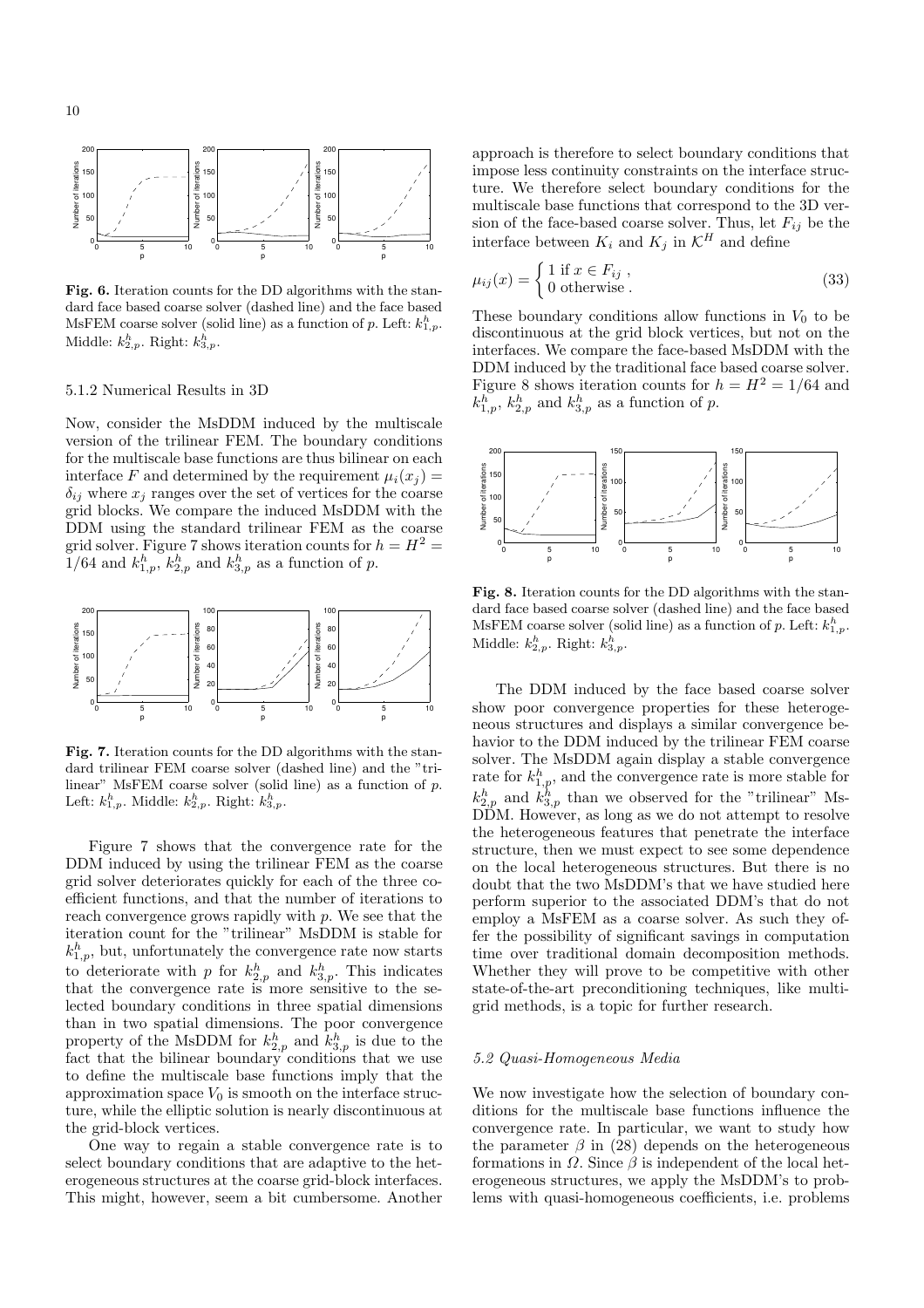**Fig. 6.** Iteration counts for the DD algorithms with the standard face based coarse solver (dashed line) and the face based MsFEM coarse solver (solid line) as a function of $p$. Left: $k^h_{1,p}$. Middle: $k^h_{2,p}$. Right: $k^h_{3,p}$.

#### 5.1.2 Numerical Results in 3D

Now, consider the MsDDM induced by the multiscale version of the trilinear FEM. The boundary conditions for the multiscale base functions are thus bilinear on each interface $F$ and determined by the requirement $\mu_i(x_j) = \delta_{ij}$ where $x_j$ ranges over the set of vertices for the coarse grid blocks. We compare the induced MsDDM with the DDM using the standard trilinear FEM as the coarse grid solver. Figure 7 shows iteration counts for $h = H^2 = 1/64$ and $k^h_{1,p}$, $k^h_{2,p}$ and $k^h_{3,p}$ as a function of $p$.

**Fig. 7.** Iteration counts for the DD algorithms with the standard trilinear FEM coarse solver (dashed line) and the "trilinear" MsFEM coarse solver (solid line) as a function of $p$. Left: $k^h_{1,p}$. Middle: $k^h_{2,p}$. Right: $k^h_{3,p}$.

Figure 7 shows that the convergence rate for the DDM induced by using the trilinear FEM as the coarse grid solver deteriorates quickly for each of the three coefficient functions, and that the number of iterations to reach convergence grows rapidly with $p$. We see that the iteration count for the "trilinear" MsDDM is stable for $k^h_{1,p}$, but, unfortunately the convergence rate now starts to deteriorate with $p$ for $k^h_{2,p}$ and $k^h_{3,p}$. This indicates that the convergence rate is more sensitive to the selected boundary conditions in three spatial dimensions than in two spatial dimensions. The poor convergence property of the MsDDM for $k^h_{2,p}$ and $k^h_{3,p}$ is due to the fact that the bilinear boundary conditions that we use to define the multiscale base functions imply that the approximation space $V_0$ is smooth on the interface structure, while the elliptic solution is nearly discontinuous at the grid-block vertices.

One way to regain a stable convergence rate is to select boundary conditions that are adaptive to the heterogeneous structures at the coarse grid-block interfaces. This might, however, seem a bit cumbersome. Another approach is therefore to select boundary conditions that impose less continuity constraints on the interface structure. We therefore select boundary conditions for the multiscale base functions that correspond to the 3D version of the face-based coarse solver. Thus, let $F_{ij}$ be the interface between $K_i$ and $K_j$ in $\mathcal{K}^H$ and define

$$\mu_{ij}(x) = \begin{cases} 1 \text{ if } x \in F_{ij} \,, \\ 0 \text{ otherwise} \,. \end{cases} \tag{33}$$

These boundary conditions allow functions in $V_0$ to be discontinuous at the grid block vertices, but not on the interfaces. We compare the face-based MsDDM with the DDM induced by the traditional face based coarse solver. Figure 8 shows iteration counts for $h = H^2 = 1/64$ and $k^h_{1,p}$, $k^h_{2,p}$ and $k^h_{3,p}$ as a function of $p$.

**Fig. 8.** Iteration counts for the DD algorithms with the standard face based coarse solver (dashed line) and the face based MsFEM coarse solver (solid line) as a function of $p$. Left: $k^h_{1,p}$. Middle: $k^h_{2,p}$. Right: $k^h_{3,p}$.

The DDM induced by the face based coarse solver show poor convergence properties for these heterogeneous structures and displays a similar convergence behavior to the DDM induced by the trilinear FEM coarse solver. The MsDDM again display a stable convergence rate for $k^h_{1,p}$, and the convergence rate is more stable for $k^h_{2,p}$ and $k^h_{3,p}$ than we observed for the "trilinear" MsDDM. However, as long as we do not attempt to resolve the heterogeneous features that penetrate the interface structure, then we must expect to see some dependence on the local heterogeneous structures. But there is no doubt that the two MsDDM's that we have studied here perform superior to the associated DDM's that do not employ a MsFEM as a coarse solver. As such they offer the possibility of significant savings in computation time over traditional domain decomposition methods. Whether they will prove to be competitive with other state-of-the-art preconditioning techniques, like multigrid methods, is a topic for further research.

### *5.2 Quasi-Homogeneous Media*

We now investigate how the selection of boundary conditions for the multiscale base functions influence the convergence rate. In particular, we want to study how the parameter $\beta$ in (28) depends on the heterogeneous formations in $\Omega$. Since $\beta$ is independent of the local heterogeneous structures, we apply the MsDDM's to problems with quasi-homogeneous coefficients, i.e. problems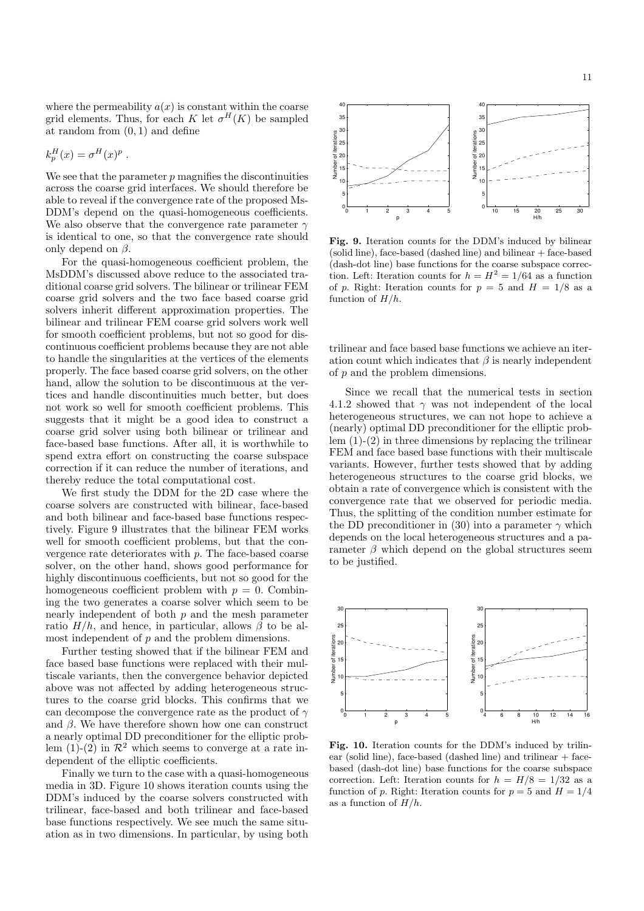where the permeability $a(x)$ is constant within the coarse grid elements. Thus, for each $K$ let $\sigma^H(K)$ be sampled at random from $(0,1)$ and define

$$k_p^H(x) = \sigma^H(x)^p \, .$$

We see that the parameter $p$ magnifies the discontinuities across the coarse grid interfaces. We should therefore be able to reveal if the convergence rate of the proposed Ms-DDM's depend on the quasi-homogeneous coefficients. We also observe that the convergence rate parameter $\gamma$ is identical to one, so that the convergence rate should only depend on $\beta$.

For the quasi-homogeneous coefficient problem, the MsDDM's discussed above reduce to the associated traditional coarse grid solvers. The bilinear or trilinear FEM coarse grid solvers and the two face based coarse grid solvers inherit different approximation properties. The bilinear and trilinear FEM coarse grid solvers work well for smooth coefficient problems, but not so good for discontinuous coefficient problems because they are not able to handle the singularities at the vertices of the elements properly. The face based coarse grid solvers, on the other hand, allow the solution to be discontinuous at the vertices and handle discontinuities much better, but does not work so well for smooth coefficient problems. This suggests that it might be a good idea to construct a coarse grid solver using both bilinear or trilinear and face-based base functions. After all, it is worthwhile to spend extra effort on constructing the coarse subspace correction if it can reduce the number of iterations, and thereby reduce the total computational cost.

We first study the DDM for the 2D case where the coarse solvers are constructed with bilinear, face-based and both bilinear and face-based base functions respectively. Figure 9 illustrates that the bilinear FEM works well for smooth coefficient problems, but that the convergence rate deteriorates with $p$. The face-based coarse solver, on the other hand, shows good performance for highly discontinuous coefficients, but not so good for the homogeneous coefficient problem with $p = 0$. Combining the two generates a coarse solver which seem to be nearly independent of both $p$ and the mesh parameter ratio $H/h$, and hence, in particular, allows $\beta$ to be almost independent of $p$ and the problem dimensions.

Further testing showed that if the bilinear FEM and face based base functions were replaced with their multiscale variants, then the convergence behavior depicted above was not affected by adding heterogeneous structures to the coarse grid blocks. This confirms that we can decompose the convergence rate as the product of $\gamma$ and $\beta$. We have therefore shown how one can construct a nearly optimal DD preconditioner for the elliptic problem (1)-(2) in $\mathcal{R}^2$ which seems to converge at a rate independent of the elliptic coefficients.

Finally we turn to the case with a quasi-homogeneous media in 3D. Figure 10 shows iteration counts using the DDM's induced by the coarse solvers constructed with trilinear, face-based and both trilinear and face-based base functions respectively. We see much the same situation as in two dimensions. In particular, by using both trilinear and face based base functions we achieve an iteration count which indicates that $\beta$ is nearly independent of $p$ and the problem dimensions.

**Fig. 9.** Iteration counts for the DDM's induced by bilinear (solid line), face-based (dashed line) and bilinear + face-based (dash-dot line) base functions for the coarse subspace correction. Left: Iteration counts for $h = H^2 = 1/64$ as a function of $p$. Right: Iteration counts for $p = 5$ and $H = 1/8$ as a function of $H/h$.

Since we recall that the numerical tests in section 4.1.2 showed that $\gamma$ was not independent of the local heterogeneous structures, we can not hope to achieve a (nearly) optimal DD preconditioner for the elliptic problem (1)-(2) in three dimensions by replacing the trilinear FEM and face based base functions with their multiscale variants. However, further tests showed that by adding heterogeneous structures to the coarse grid blocks, we obtain a rate of convergence which is consistent with the convergence rate that we observed for periodic media. Thus, the splitting of the condition number estimate for the DD preconditioner in (30) into a parameter $\gamma$ which depends on the local heterogeneous structures and a parameter $\beta$ which depend on the global structures seem to be justified.

**Fig. 10.** Iteration counts for the DDM's induced by trilinear (solid line), face-based (dashed line) and trilinear + face-based (dash-dot line) base functions for the coarse subspace correction. Left: Iteration counts for $h = H/8 = 1/32$ as a function of $p$. Right: Iteration counts for $p = 5$ and $H = 1/4$ as a function of $H/h$.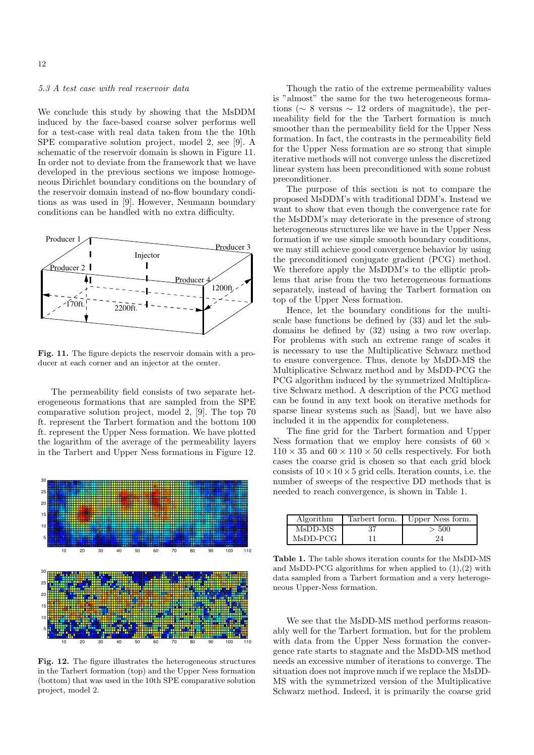*5.3 A test case with real reservoir data*

We conclude this study by showing that the MsDDM induced by the face-based coarse solver performs well for a test-case with real data taken from the the 10th SPE comparative solution project, model 2, see [9]. A schematic of the reservoir domain is shown in Figure 11. In order not to deviate from the framework that we have developed in the previous sections we impose homogeneous Dirichlet boundary conditions on the boundary of the reservoir domain instead of no-flow boundary conditions as was used in [9]. However, Neumann boundary conditions can be handled with no extra difficulty.

**Fig. 11.** The figure depicts the reservoir domain with a producer at each corner and an injector at the center.

The permeability field consists of two separate heterogeneous formations that are sampled from the SPE comparative solution project, model 2, [9]. The top 70 ft. represent the Tarbert formation and the bottom 100 ft. represent the Upper Ness formation. We have plotted the logarithm of the average of the permeability layers in the Tarbert and Upper Ness formations in Figure 12.

**Fig. 12.** The figure illustrates the heterogeneous structures in the Tarbert formation (top) and the Upper Ness formation (bottom) that was used in the 10th SPE comparative solution project, model 2.

Though the ratio of the extreme permeability values is "almost" the same for the two heterogeneous formations ($\sim 8$ versus $\sim 12$ orders of magnitude), the permeability field for the the Tarbert formation is much smoother than the permeability field for the Upper Ness formation. In fact, the contrasts in the permeability field for the Upper Ness formation are so strong that simple iterative methods will not converge unless the discretized linear system has been preconditioned with some robust preconditioner.

The purpose of this section is not to compare the proposed MsDDM's with traditional DDM's. Instead we want to show that even though the convergence rate for the MsDDM's may deteriorate in the presence of strong heterogeneous structures like we have in the Upper Ness formation if we use simple smooth boundary conditions, we may still achieve good convergence behavior by using the preconditioned conjugate gradient (PCG) method. We therefore apply the MsDDM's to the elliptic problems that arise from the two heterogeneous formations separately, instead of having the Tarbert formation on top of the Upper Ness formation.

Hence, let the boundary conditions for the multiscale base functions be defined by (33) and let the subdomains be defined by (32) using a two row overlap. For problems with such an extreme range of scales it is necessary to use the Multiplicative Schwarz method to ensure convergence. Thus, denote by MsDD-MS the Multiplicative Schwarz method and by MsDD-PCG the PCG algorithm induced by the symmetrized Multiplicative Schwarz method. A description of the PCG method can be found in any text book on iterative methods for sparse linear systems such as [Saad], but we have also included it in the appendix for completeness.

The fine grid for the Tarbert formation and Upper Ness formation that we employ here consists of $60 \times 110 \times 35$ and $60 \times 110 \times 50$ cells respectively. For both cases the coarse grid is chosen so that each grid block consists of $10 \times 10 \times 5$ grid cells. Iteration counts, i.e. the number of sweeps of the respective DD methods that is needed to reach convergence, is shown in Table 1.

| Algorithm | Tarbert form. | Upper Ness form. |
|---|---|---|
| MsDD-MS | 37 | $> 500$ |
| MsDD-PCG | 11 | 24 |

**Table 1.** The table shows iteration counts for the MsDD-MS and MsDD-PCG algorithms for when applied to (1),(2) with data sampled from a Tarbert formation and a very heterogeneous Upper-Ness formation.

We see that the MsDD-MS method performs reasonably well for the Tarbert formation, but for the problem with data from the Upper Ness formation the convergence rate starts to stagnate and the MsDD-MS method needs an excessive number of iterations to converge. The situation does not improve much if we replace the MsDD-MS with the symmetrized version of the Multiplicative Schwarz method. Indeed, it is primarily the coarse grid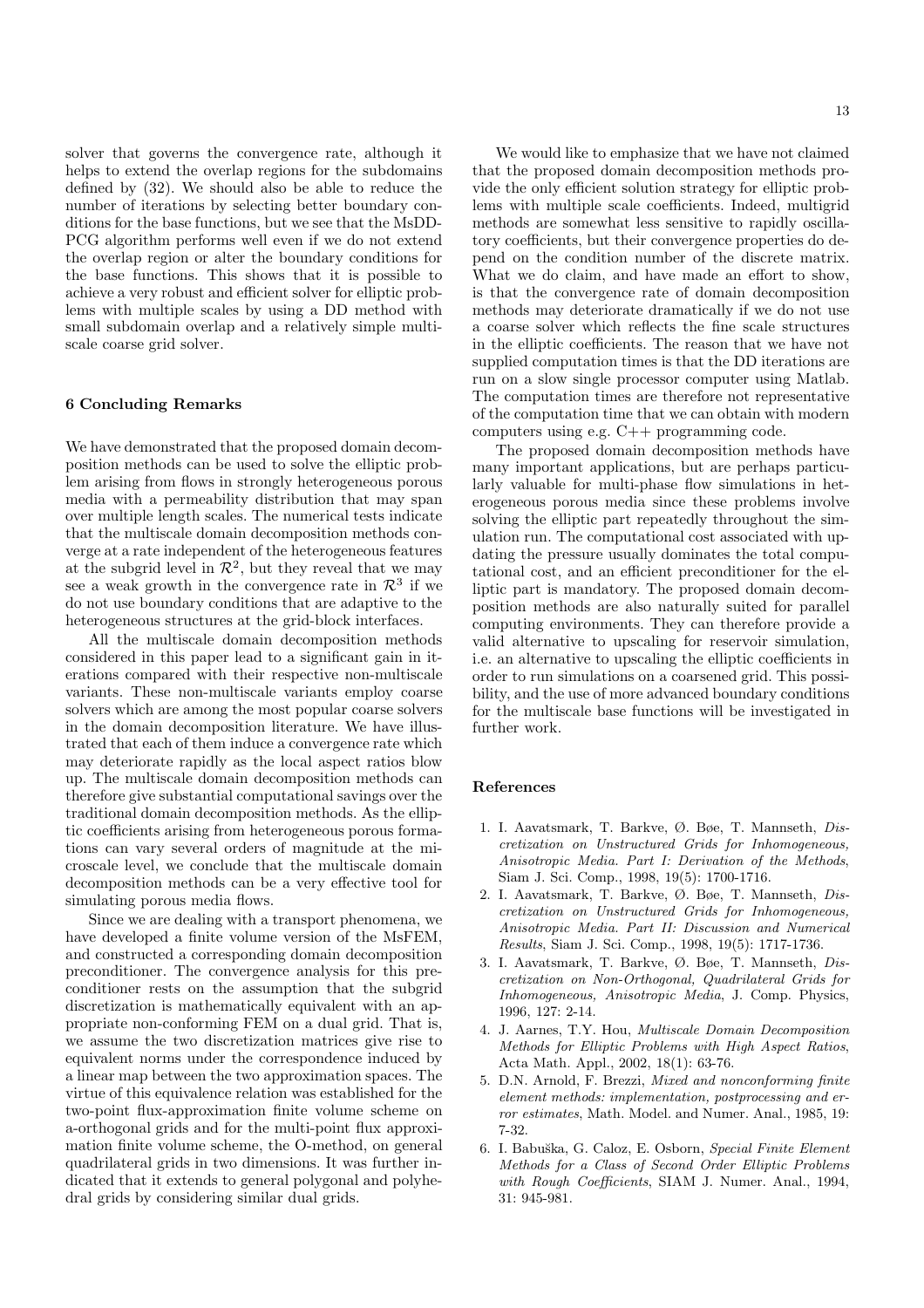solver that governs the convergence rate, although it helps to extend the overlap regions for the subdomains defined by (32). We should also be able to reduce the number of iterations by selecting better boundary conditions for the base functions, but we see that the MsDD-PCG algorithm performs well even if we do not extend the overlap region or alter the boundary conditions for the base functions. This shows that it is possible to achieve a very robust and efficient solver for elliptic problems with multiple scales by using a DD method with small subdomain overlap and a relatively simple multiscale coarse grid solver.

## 6 Concluding Remarks

We have demonstrated that the proposed domain decomposition methods can be used to solve the elliptic problem arising from flows in strongly heterogeneous porous media with a permeability distribution that may span over multiple length scales. The numerical tests indicate that the multiscale domain decomposition methods converge at a rate independent of the heterogeneous features at the subgrid level in $\mathcal{R}^2$, but they reveal that we may see a weak growth in the convergence rate in $\mathcal{R}^3$ if we do not use boundary conditions that are adaptive to the heterogeneous structures at the grid-block interfaces.

All the multiscale domain decomposition methods considered in this paper lead to a significant gain in iterations compared with their respective non-multiscale variants. These non-multiscale variants employ coarse solvers which are among the most popular coarse solvers in the domain decomposition literature. We have illustrated that each of them induce a convergence rate which may deteriorate rapidly as the local aspect ratios blow up. The multiscale domain decomposition methods can therefore give substantial computational savings over the traditional domain decomposition methods. As the elliptic coefficients arising from heterogeneous porous formations can vary several orders of magnitude at the microscale level, we conclude that the multiscale domain decomposition methods can be a very effective tool for simulating porous media flows.

Since we are dealing with a transport phenomena, we have developed a finite volume version of the MsFEM, and constructed a corresponding domain decomposition preconditioner. The convergence analysis for this preconditioner rests on the assumption that the subgrid discretization is mathematically equivalent with an appropriate non-conforming FEM on a dual grid. That is, we assume the two discretization matrices give rise to equivalent norms under the correspondence induced by a linear map between the two approximation spaces. The virtue of this equivalence relation was established for the two-point flux-approximation finite volume scheme on a-orthogonal grids and for the multi-point flux approximation finite volume scheme, the O-method, on general quadrilateral grids in two dimensions. It was further indicated that it extends to general polygonal and polyhedral grids by considering similar dual grids.

We would like to emphasize that we have not claimed that the proposed domain decomposition methods provide the only efficient solution strategy for elliptic problems with multiple scale coefficients. Indeed, multigrid methods are somewhat less sensitive to rapidly oscillatory coefficients, but their convergence properties do depend on the condition number of the discrete matrix. What we do claim, and have made an effort to show, is that the convergence rate of domain decomposition methods may deteriorate dramatically if we do not use a coarse solver which reflects the fine scale structures in the elliptic coefficients. The reason that we have not supplied computation times is that the DD iterations are run on a slow single processor computer using Matlab. The computation times are therefore not representative of the computation time that we can obtain with modern computers using e.g. C++ programming code.

The proposed domain decomposition methods have many important applications, but are perhaps particularly valuable for multi-phase flow simulations in heterogeneous porous media since these problems involve solving the elliptic part repeatedly throughout the simulation run. The computational cost associated with updating the pressure usually dominates the total computational cost, and an efficient preconditioner for the elliptic part is mandatory. The proposed domain decomposition methods are also naturally suited for parallel computing environments. They can therefore provide a valid alternative to upscaling for reservoir simulation, i.e. an alternative to upscaling the elliptic coefficients in order to run simulations on a coarsened grid. This possibility, and the use of more advanced boundary conditions for the multiscale base functions will be investigated in further work.

## References

1. I. Aavatsmark, T. Barkve, Ø. Bøe, T. Mannseth, *Discretization on Unstructured Grids for Inhomogeneous, Anisotropic Media. Part I: Derivation of the Methods*, Siam J. Sci. Comp., 1998, 19(5): 1700-1716.
2. I. Aavatsmark, T. Barkve, Ø. Bøe, T. Mannseth, *Discretization on Unstructured Grids for Inhomogeneous, Anisotropic Media. Part II: Discussion and Numerical Results*, Siam J. Sci. Comp., 1998, 19(5): 1717-1736.
3. I. Aavatsmark, T. Barkve, Ø. Bøe, T. Mannseth, *Discretization on Non-Orthogonal, Quadrilateral Grids for Inhomogeneous, Anisotropic Media*, J. Comp. Physics, 1996, 127: 2-14.
4. J. Aarnes, T.Y. Hou, *Multiscale Domain Decomposition Methods for Elliptic Problems with High Aspect Ratios*, Acta Math. Appl., 2002, 18(1): 63-76.
5. D.N. Arnold, F. Brezzi, *Mixed and nonconforming finite element methods: implementation, postprocessing and error estimates*, Math. Model. and Numer. Anal., 1985, 19: 7-32.
6. I. Babuška, G. Caloz, E. Osborn, *Special Finite Element Methods for a Class of Second Order Elliptic Problems with Rough Coefficients*, SIAM J. Numer. Anal., 1994, 31: 945-981.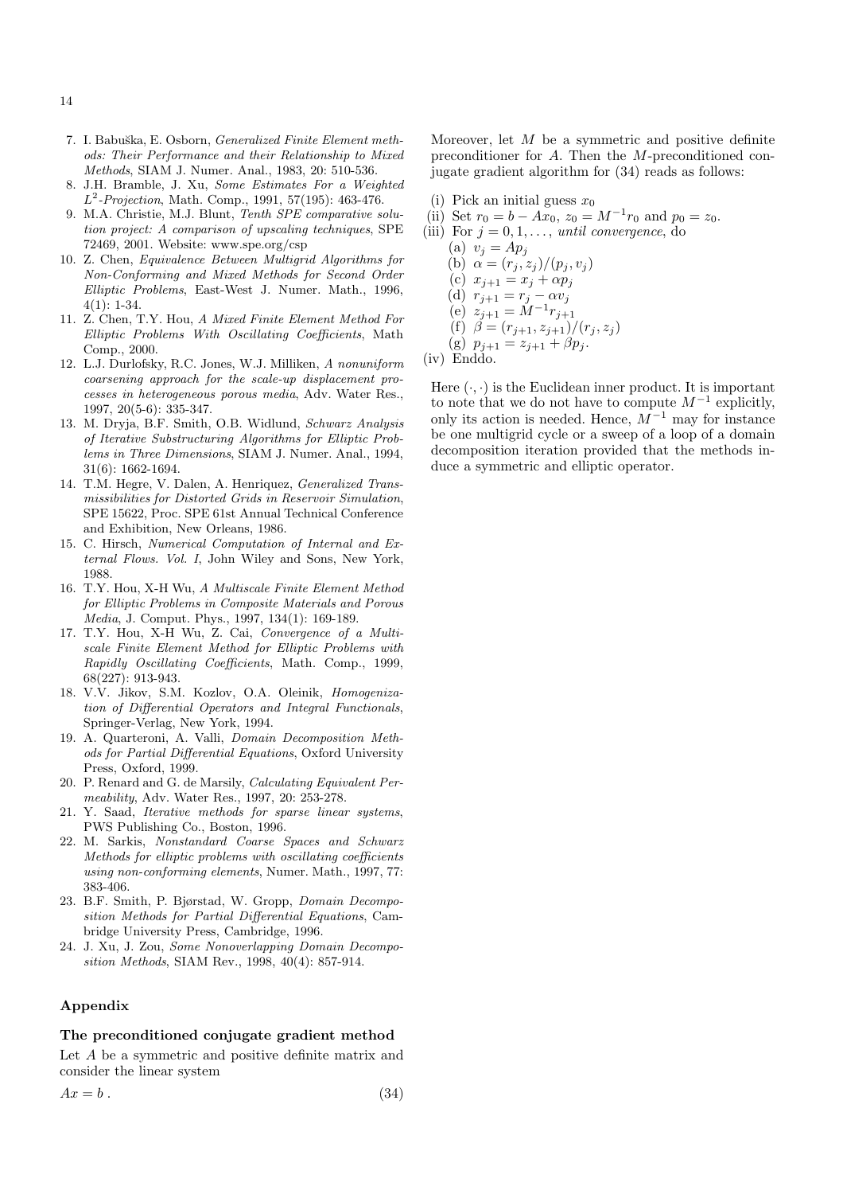7. I. Babuška, E. Osborn, *Generalized Finite Element methods: Their Performance and their Relationship to Mixed Methods*, SIAM J. Numer. Anal., 1983, 20: 510-536.
8. J.H. Bramble, J. Xu, *Some Estimates For a Weighted $L^2$-Projection*, Math. Comp., 1991, 57(195): 463-476.
9. M.A. Christie, M.J. Blunt, *Tenth SPE comparative solution project: A comparison of upscaling techniques*, SPE 72469, 2001. Website: www.spe.org/csp
10. Z. Chen, *Equivalence Between Multigrid Algorithms for Non-Conforming and Mixed Methods for Second Order Elliptic Problems*, East-West J. Numer. Math., 1996, 4(1): 1-34.
11. Z. Chen, T.Y. Hou, *A Mixed Finite Element Method For Elliptic Problems With Oscillating Coefficients*, Math Comp., 2000.
12. L.J. Durlofsky, R.C. Jones, W.J. Milliken, *A nonuniform coarsening approach for the scale-up displacement processes in heterogeneous porous media*, Adv. Water Res., 1997, 20(5-6): 335-347.
13. M. Dryja, B.F. Smith, O.B. Widlund, *Schwarz Analysis of Iterative Substructuring Algorithms for Elliptic Problems in Three Dimensions*, SIAM J. Numer. Anal., 1994, 31(6): 1662-1694.
14. T.M. Hegre, V. Dalen, A. Henriquez, *Generalized Transmissibilities for Distorted Grids in Reservoir Simulation*, SPE 15622, Proc. SPE 61st Annual Technical Conference and Exhibition, New Orleans, 1986.
15. C. Hirsch, *Numerical Computation of Internal and External Flows. Vol. I*, John Wiley and Sons, New York, 1988.
16. T.Y. Hou, X-H Wu, *A Multiscale Finite Element Method for Elliptic Problems in Composite Materials and Porous Media*, J. Comput. Phys., 1997, 134(1): 169-189.
17. T.Y. Hou, X-H Wu, Z. Cai, *Convergence of a Multiscale Finite Element Method for Elliptic Problems with Rapidly Oscillating Coefficients*, Math. Comp., 1999, 68(227): 913-943.
18. V.V. Jikov, S.M. Kozlov, O.A. Oleinik, *Homogenization of Differential Operators and Integral Functionals*, Springer-Verlag, New York, 1994.
19. A. Quarteroni, A. Valli, *Domain Decomposition Methods for Partial Differential Equations*, Oxford University Press, Oxford, 1999.
20. P. Renard and G. de Marsily, *Calculating Equivalent Permeability*, Adv. Water Res., 1997, 20: 253-278.
21. Y. Saad, *Iterative methods for sparse linear systems*, PWS Publishing Co., Boston, 1996.
22. M. Sarkis, *Nonstandard Coarse Spaces and Schwarz Methods for elliptic problems with oscillating coefficients using non-conforming elements*, Numer. Math., 1997, 77: 383-406.
23. B.F. Smith, P. Bjørstad, W. Gropp, *Domain Decomposition Methods for Partial Differential Equations*, Cambridge University Press, Cambridge, 1996.
24. J. Xu, J. Zou, *Some Nonoverlapping Domain Decomposition Methods*, SIAM Rev., 1998, 40(4): 857-914.

## Appendix

### The preconditioned conjugate gradient method

Let $A$ be a symmetric and positive definite matrix and consider the linear system

$$Ax = b\,. \tag{34}$$

Moreover, let $M$ be a symmetric and positive definite preconditioner for $A$. Then the $M$-preconditioned conjugate gradient algorithm for (34) reads as follows:

(i) Pick an initial guess $x_0$
(ii) Set $r_0 = b - Ax_0$, $z_0 = M^{-1}r_0$ and $p_0 = z_0$.
(iii) For $j = 0, 1, \ldots,$ *until convergence*, do
  (a) $v_j = Ap_j$
  (b) $\alpha = (r_j, z_j)/(p_j, v_j)$
  (c) $x_{j+1} = x_j + \alpha p_j$
  (d) $r_{j+1} = r_j - \alpha v_j$
  (e) $z_{j+1} = M^{-1}r_{j+1}$
  (f) $\beta = (r_{j+1}, z_{j+1})/(r_j, z_j)$
  (g) $p_{j+1} = z_{j+1} + \beta p_j$.
(iv) Enddo.

Here $(\cdot,\cdot)$ is the Euclidean inner product. It is important to note that we do not have to compute $M^{-1}$ explicitly, only its action is needed. Hence, $M^{-1}$ may for instance be one multigrid cycle or a sweep of a loop of a domain decomposition iteration provided that the methods induce a symmetric and elliptic operator.